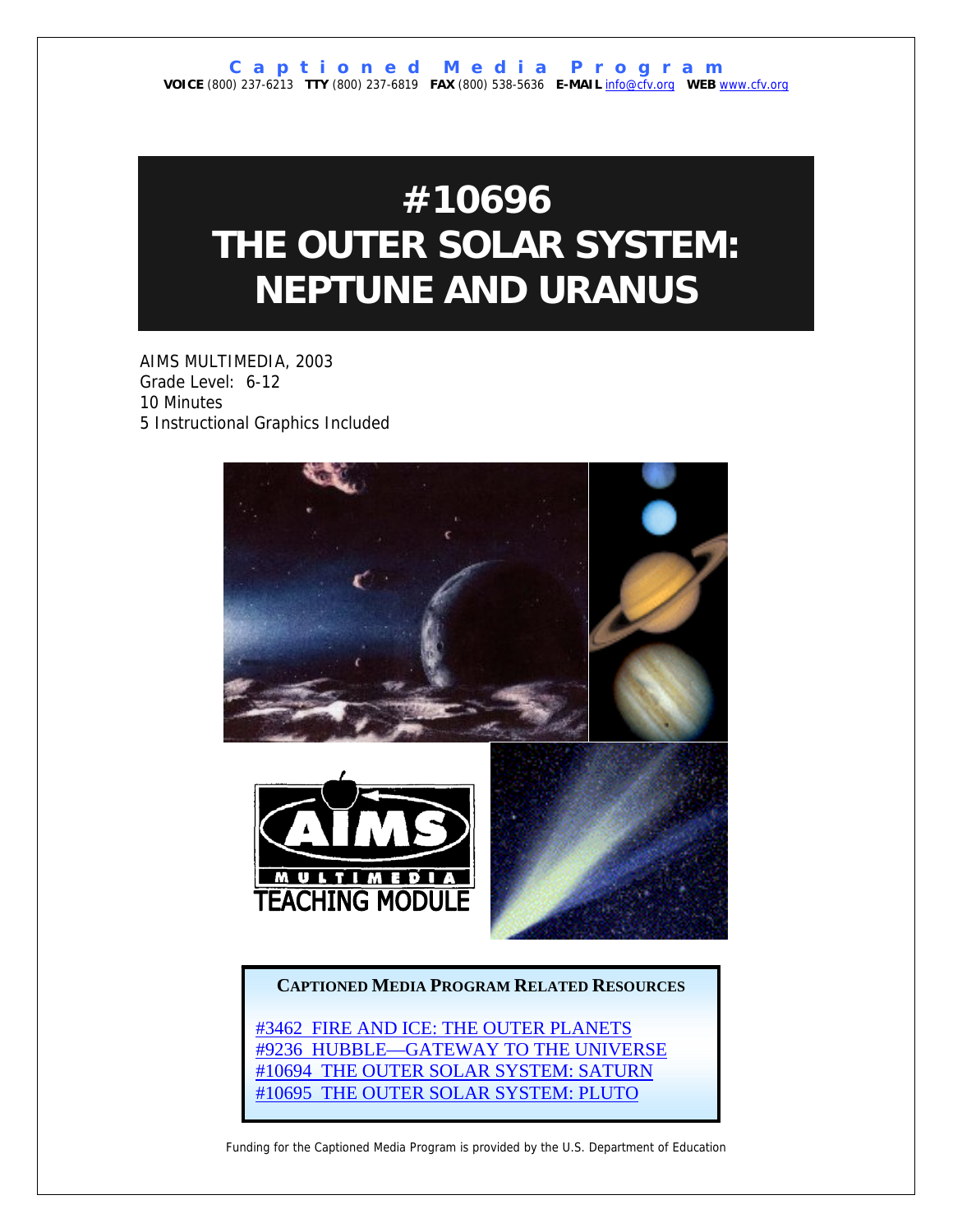**Captioned Media Program**

**VOICE** (800) 237-6213 **TTY** (800) 237-6819 **FAX** (800) 538-5636 **E-MAIL** info@cfv.org **WEB** www.cfv.org

# #10696 THE OUTER SOLAR SYSTEM: NEPTUNE AND URANUS

AIMS MULTIMEDIA, 2003
Grade Level: 6-12
10 Minutes
5 Instructional Graphics Included

AIMS MULTIMEDIA TEACHING MODULE

**CAPTIONED MEDIA PROGRAM RELATED RESOURCES**

#3462 FIRE AND ICE: THE OUTER PLANETS
#9236 HUBBLE—GATEWAY TO THE UNIVERSE
#10694 THE OUTER SOLAR SYSTEM: SATURN
#10695 THE OUTER SOLAR SYSTEM: PLUTO

Funding for the Captioned Media Program is provided by the U.S. Department of Education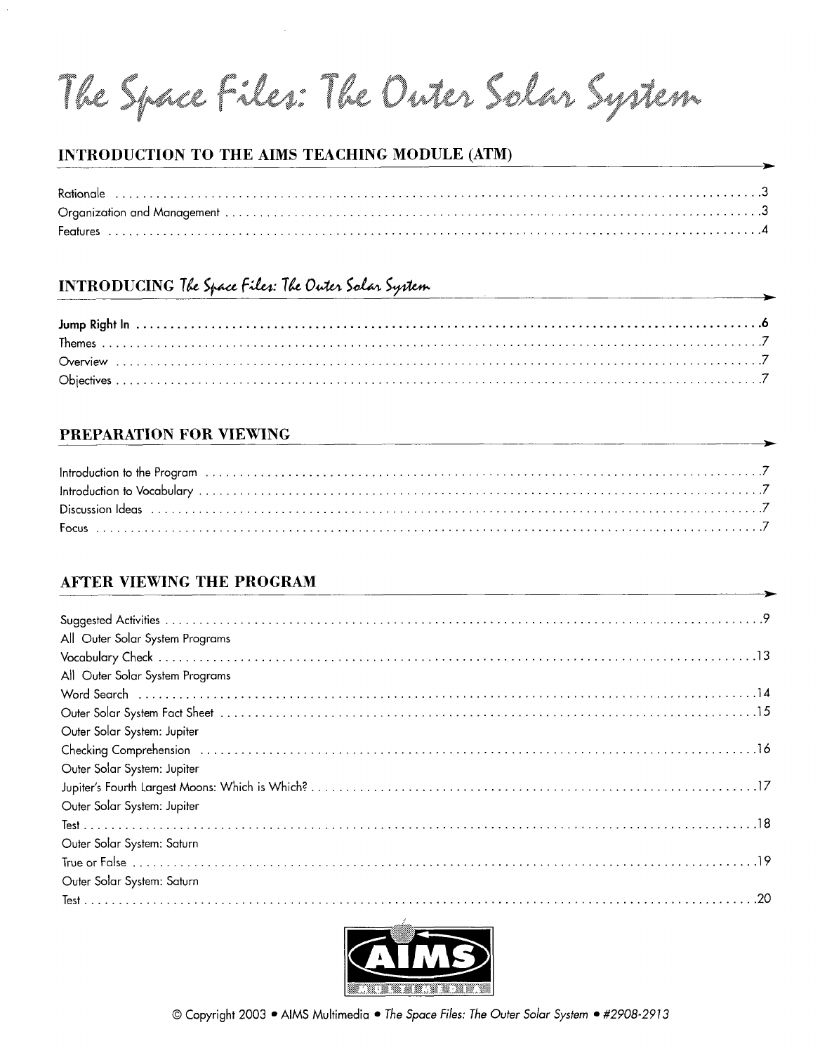# The Space Files: The Outer Solar System

## INTRODUCTION TO THE AIMS TEACHING MODULE (ATM)

Rationale . . . 3
Organization and Management . . . 3
Features . . . 4

## INTRODUCING *The Space Files: The Outer Solar System*

**Jump Right In . . . 6**
Themes . . . 7
Overview . . . 7
Objectives . . . 7

## PREPARATION FOR VIEWING

Introduction to the Program . . . 7
Introduction to Vocabulary . . . 7
Discussion Ideas . . . 7
Focus . . . 7

## AFTER VIEWING THE PROGRAM

Suggested Activities . . . 9

All Outer Solar System Programs
Vocabulary Check . . . 13

All Outer Solar System Programs
Word Search . . . 14

Outer Solar System Fact Sheet . . . 15

Outer Solar System: Jupiter
Checking Comprehension . . . 16

Outer Solar System: Jupiter
Jupiter's Fourth Largest Moons: Which is Which? . . . 17

Outer Solar System: Jupiter
Test . . . 18

Outer Solar System: Saturn
True or False . . . 19

Outer Solar System: Saturn
Test . . . 20

AIMS MULTIMEDIA

© Copyright 2003 • AIMS Multimedia • *The Space Files: The Outer Solar System* • #2908-2913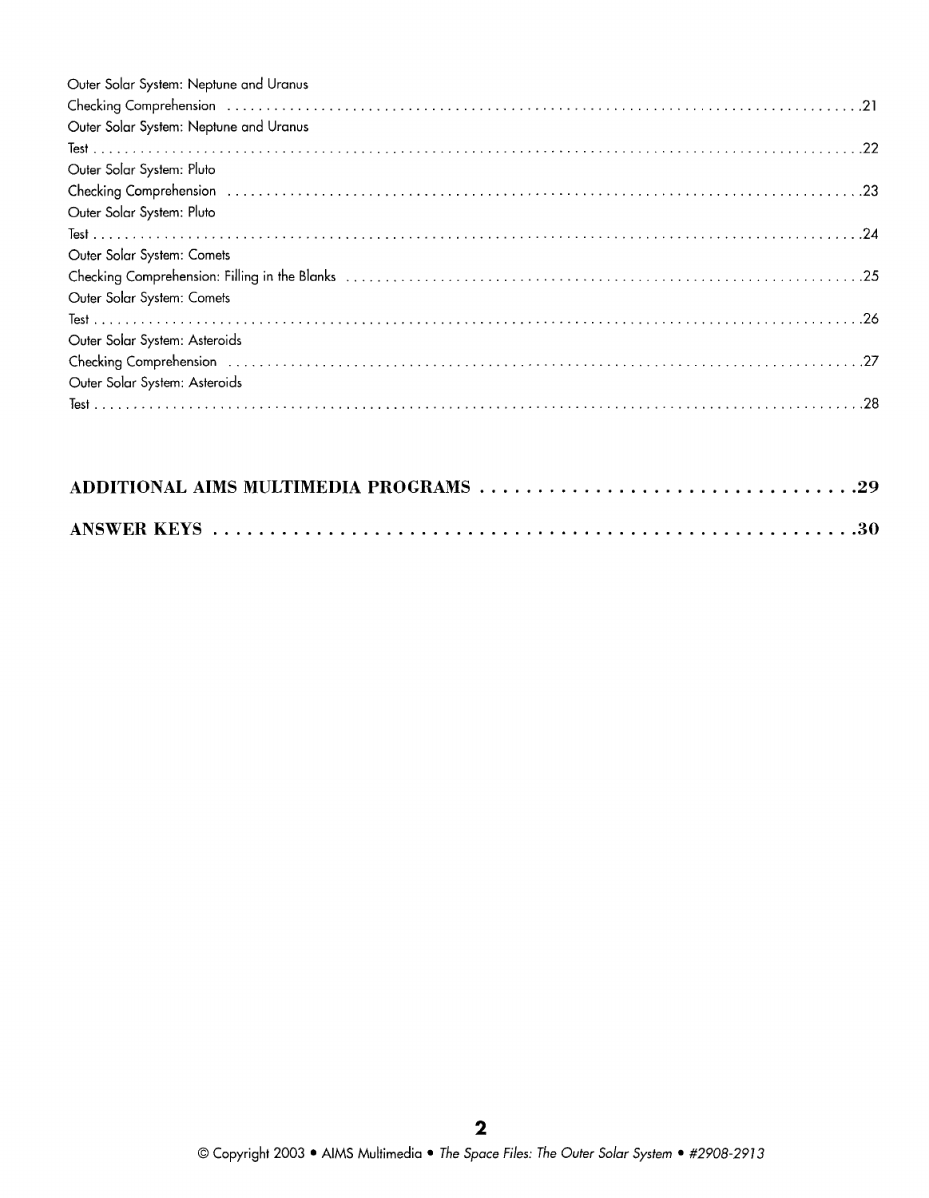Outer Solar System: Neptune and Uranus
Checking Comprehension . . . . . . . . . . . . . . . . . . . . . . . . . . . . . . . . . . . . . . . . . . . . . . . . . . . . . . . . . . . . . . . . . . . . . . . . . . . .21
Outer Solar System: Neptune and Uranus
Test . . . . . . . . . . . . . . . . . . . . . . . . . . . . . . . . . . . . . . . . . . . . . . . . . . . . . . . . . . . . . . . . . . . . . . . . . . . . . . . . . . . . . . . . . . .22
Outer Solar System: Pluto
Checking Comprehension . . . . . . . . . . . . . . . . . . . . . . . . . . . . . . . . . . . . . . . . . . . . . . . . . . . . . . . . . . . . . . . . . . . . . . . . . . . .23
Outer Solar System: Pluto
Test . . . . . . . . . . . . . . . . . . . . . . . . . . . . . . . . . . . . . . . . . . . . . . . . . . . . . . . . . . . . . . . . . . . . . . . . . . . . . . . . . . . . . . . . . . .24
Outer Solar System: Comets
Checking Comprehension: Filling in the Blanks . . . . . . . . . . . . . . . . . . . . . . . . . . . . . . . . . . . . . . . . . . . . . . . . . . . . . . . . . .25
Outer Solar System: Comets
Test . . . . . . . . . . . . . . . . . . . . . . . . . . . . . . . . . . . . . . . . . . . . . . . . . . . . . . . . . . . . . . . . . . . . . . . . . . . . . . . . . . . . . . . . . . .26
Outer Solar System: Asteroids
Checking Comprehension . . . . . . . . . . . . . . . . . . . . . . . . . . . . . . . . . . . . . . . . . . . . . . . . . . . . . . . . . . . . . . . . . . . . . . . . . . . .27
Outer Solar System: Asteroids
Test . . . . . . . . . . . . . . . . . . . . . . . . . . . . . . . . . . . . . . . . . . . . . . . . . . . . . . . . . . . . . . . . . . . . . . . . . . . . . . . . . . . . . . . . . . .28

**ADDITIONAL AIMS MULTIMEDIA PROGRAMS . . . . . . . . . . . . . . . . . . . . . . . . . . . . . . . . .29**

**ANSWER KEYS . . . . . . . . . . . . . . . . . . . . . . . . . . . . . . . . . . . . . . . . . . . . . . . . . . . . . .30**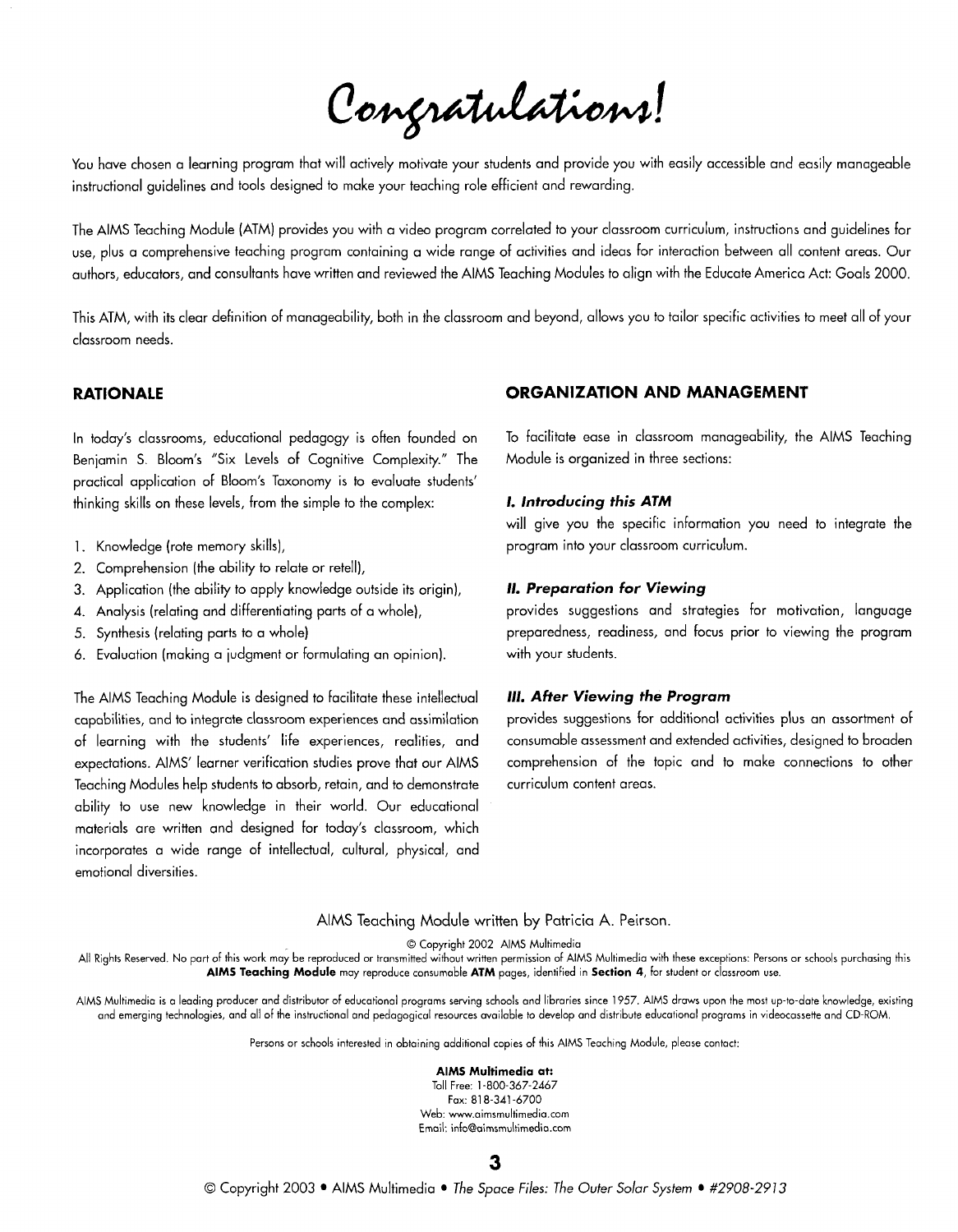# Congratulations!

You have chosen a learning program that will actively motivate your students and provide you with easily accessible and easily manageable instructional guidelines and tools designed to make your teaching role efficient and rewarding.

The AIMS Teaching Module (ATM) provides you with a video program correlated to your classroom curriculum, instructions and guidelines for use, plus a comprehensive teaching program containing a wide range of activities and ideas for interaction between all content areas. Our authors, educators, and consultants have written and reviewed the AIMS Teaching Modules to align with the Educate America Act: Goals 2000.

This ATM, with its clear definition of manageability, both in the classroom and beyond, allows you to tailor specific activities to meet all of your classroom needs.

## RATIONALE

In today's classrooms, educational pedagogy is often founded on Benjamin S. Bloom's "Six Levels of Cognitive Complexity." The practical application of Bloom's Taxonomy is to evaluate students' thinking skills on these levels, from the simple to the complex:

1. Knowledge (rote memory skills),
2. Comprehension (the ability to relate or retell),
3. Application (the ability to apply knowledge outside its origin),
4. Analysis (relating and differentiating parts of a whole),
5. Synthesis (relating parts to a whole)
6. Evaluation (making a judgment or formulating an opinion).

The AIMS Teaching Module is designed to facilitate these intellectual capabilities, and to integrate classroom experiences and assimilation of learning with the students' life experiences, realities, and expectations. AIMS' learner verification studies prove that our AIMS Teaching Modules help students to absorb, retain, and to demonstrate ability to use new knowledge in their world. Our educational materials are written and designed for today's classroom, which incorporates a wide range of intellectual, cultural, physical, and emotional diversities.

## ORGANIZATION AND MANAGEMENT

To facilitate ease in classroom manageability, the AIMS Teaching Module is organized in three sections:

***I. Introducing this ATM***
will give you the specific information you need to integrate the program into your classroom curriculum.

***II. Preparation for Viewing***
provides suggestions and strategies for motivation, language preparedness, readiness, and focus prior to viewing the program with your students.

***III. After Viewing the Program***
provides suggestions for additional activities plus an assortment of consumable assessment and extended activities, designed to broaden comprehension of the topic and to make connections to other curriculum content areas.

AIMS Teaching Module written by Patricia A. Peirson.

© Copyright 2002 AIMS Multimedia

All Rights Reserved. No part of this work may be reproduced or transmitted without written permission of AIMS Multimedia with these exceptions: Persons or schools purchasing this **AIMS Teaching Module** may reproduce consumable **ATM** pages, identified in **Section 4**, for student or classroom use.

AIMS Multimedia is a leading producer and distributor of educational programs serving schools and libraries since 1957. AIMS draws upon the most up-to-date knowledge, existing and emerging technologies, and all of the instructional and pedagogical resources available to develop and distribute educational programs in videocassette and CD-ROM.

Persons or schools interested in obtaining additional copies of this AIMS Teaching Module, please contact:

**AIMS Multimedia at:**
Toll Free: 1-800-367-2467
Fax: 818-341-6700
Web: www.aimsmultimedia.com
Email: info@aimsmultimedia.com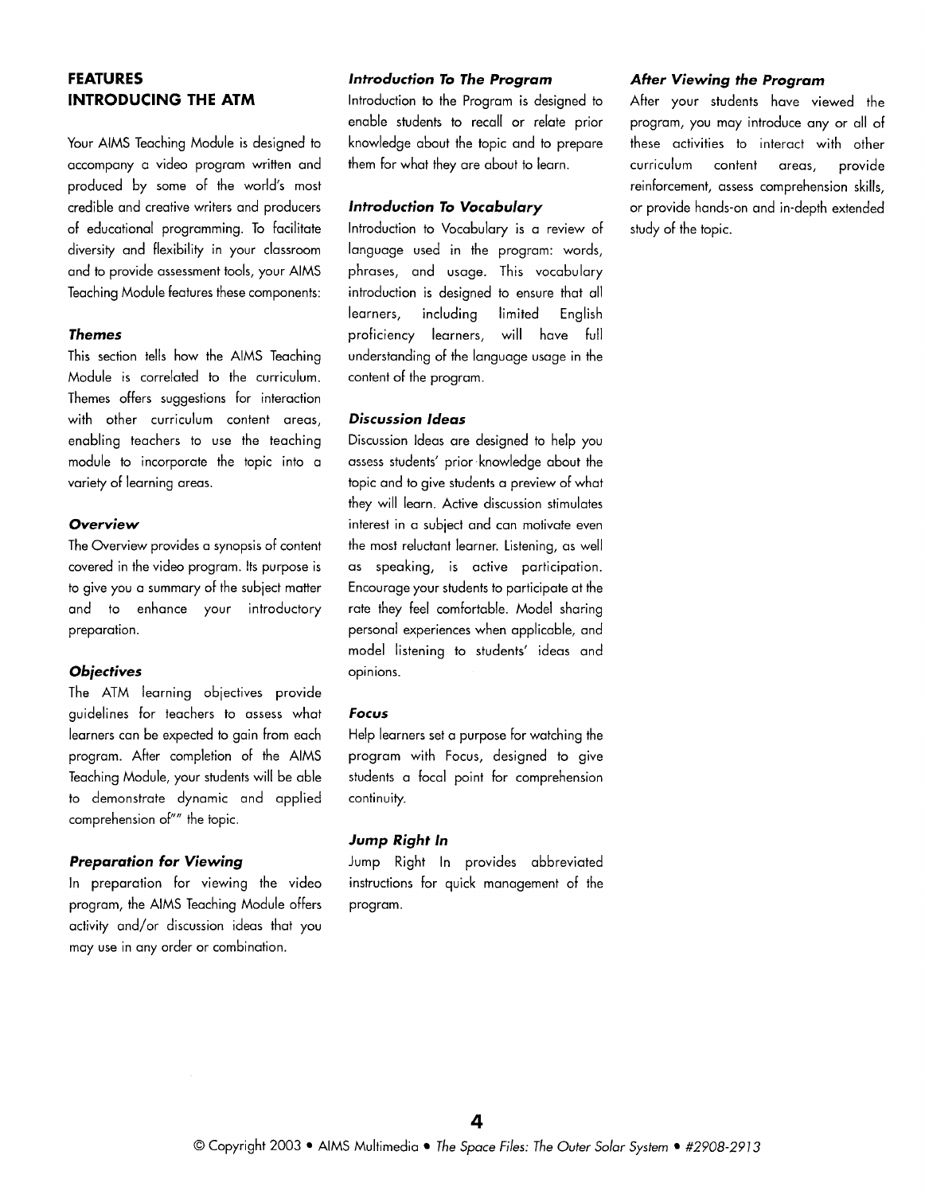## FEATURES INTRODUCING THE ATM

Your AIMS Teaching Module is designed to accompany a video program written and produced by some of the world's most credible and creative writers and producers of educational programming. To facilitate diversity and flexibility in your classroom and to provide assessment tools, your AIMS Teaching Module features these components:

### *Themes*

This section tells how the AIMS Teaching Module is correlated to the curriculum. Themes offers suggestions for interaction with other curriculum content areas, enabling teachers to use the teaching module to incorporate the topic into a variety of learning areas.

### *Overview*

The Overview provides a synopsis of content covered in the video program. Its purpose is to give you a summary of the subject matter and to enhance your introductory preparation.

### *Objectives*

The ATM learning objectives provide guidelines for teachers to assess what learners can be expected to gain from each program. After completion of the AIMS Teaching Module, your students will be able to demonstrate dynamic and applied comprehension of"" the topic.

### *Preparation for Viewing*

In preparation for viewing the video program, the AIMS Teaching Module offers activity and/or discussion ideas that you may use in any order or combination.

### *Introduction To The Program*

Introduction to the Program is designed to enable students to recall or relate prior knowledge about the topic and to prepare them for what they are about to learn.

### *Introduction To Vocabulary*

Introduction to Vocabulary is a review of language used in the program: words, phrases, and usage. This vocabulary introduction is designed to ensure that all learners, including limited English proficiency learners, will have full understanding of the language usage in the content of the program.

### *Discussion Ideas*

Discussion Ideas are designed to help you assess students' prior knowledge about the topic and to give students a preview of what they will learn. Active discussion stimulates interest in a subject and can motivate even the most reluctant learner. Listening, as well as speaking, is active participation. Encourage your students to participate at the rate they feel comfortable. Model sharing personal experiences when applicable, and model listening to students' ideas and opinions.

### *Focus*

Help learners set a purpose for watching the program with Focus, designed to give students a focal point for comprehension continuity.

### *Jump Right In*

Jump Right In provides abbreviated instructions for quick management of the program.

### *After Viewing the Program*

After your students have viewed the program, you may introduce any or all of these activities to interact with other curriculum content areas, provide reinforcement, assess comprehension skills, or provide hands-on and in-depth extended study of the topic.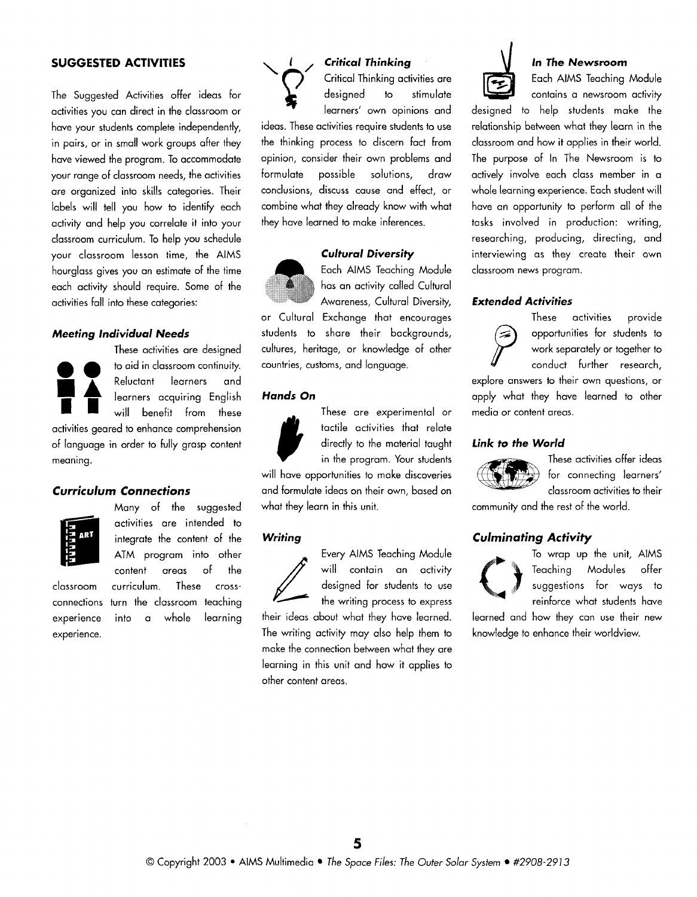## SUGGESTED ACTIVITIES

The Suggested Activities offer ideas for activities you can direct in the classroom or have your students complete independently, in pairs, or in small work groups after they have viewed the program. To accommodate your range of classroom needs, the activities are organized into skills categories. Their labels will tell you how to identify each activity and help you correlate it into your classroom curriculum. To help you schedule your classroom lesson time, the AIMS hourglass gives you an estimate of the time each activity should require. Some of the activities fall into these categories:

### *Meeting Individual Needs*

These activities are designed to aid in classroom continuity. Reluctant learners and learners acquiring English will benefit from these activities geared to enhance comprehension of language in order to fully grasp content meaning.

### *Curriculum Connections*

Many of the suggested activities are intended to integrate the content of the ATM program into other content areas of the classroom curriculum. These cross-connections turn the classroom teaching experience into a whole learning experience.

### *Critical Thinking*

Critical Thinking activities are designed to stimulate learners' own opinions and ideas. These activities require students to use the thinking process to discern fact from opinion, consider their own problems and formulate possible solutions, draw conclusions, discuss cause and effect, or combine what they already know with what they have learned to make inferences.

### *Cultural Diversity*

Each AIMS Teaching Module has an activity called Cultural Awareness, Cultural Diversity, or Cultural Exchange that encourages students to share their backgrounds, cultures, heritage, or knowledge of other countries, customs, and language.

### *Hands On*

These are experimental or tactile activities that relate directly to the material taught in the program. Your students will have opportunities to make discoveries and formulate ideas on their own, based on what they learn in this unit.

### *Writing*

Every AIMS Teaching Module will contain an activity designed for students to use the writing process to express their ideas about what they have learned. The writing activity may also help them to make the connection between what they are learning in this unit and how it applies to other content areas.

### *In The Newsroom*

Each AIMS Teaching Module contains a newsroom activity designed to help students make the relationship between what they learn in the classroom and how it applies in their world. The purpose of In The Newsroom is to actively involve each class member in a whole learning experience. Each student will have an opportunity to perform all of the tasks involved in production: writing, researching, producing, directing, and interviewing as they create their own classroom news program.

### *Extended Activities*

These activities provide opportunities for students to work separately or together to conduct further research, explore answers to their own questions, or apply what they have learned to other media or content areas.

### *Link to the World*

These activities offer ideas for connecting learners' classroom activities to their community and the rest of the world.

### *Culminating Activity*

To wrap up the unit, AIMS Teaching Modules offer suggestions for ways to reinforce what students have learned and how they can use their new knowledge to enhance their worldview.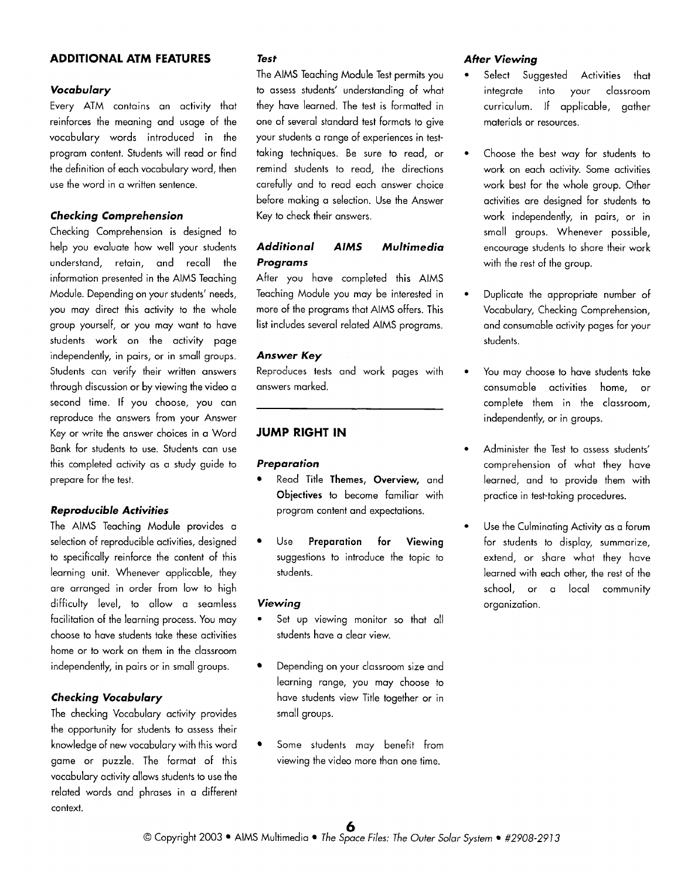## ADDITIONAL ATM FEATURES

### *Vocabulary*

Every ATM contains an activity that reinforces the meaning and usage of the vocabulary words introduced in the program content. Students will read or find the definition of each vocabulary word, then use the word in a written sentence.

### *Checking Comprehension*

Checking Comprehension is designed to help you evaluate how well your students understand, retain, and recall the information presented in the AIMS Teaching Module. Depending on your students' needs, you may direct this activity to the whole group yourself, or you may want to have students work on the activity page independently, in pairs, or in small groups. Students can verify their written answers through discussion or by viewing the video a second time. If you choose, you can reproduce the answers from your Answer Key or write the answer choices in a Word Bank for students to use. Students can use this completed activity as a study guide to prepare for the test.

### *Reproducible Activities*

The AIMS Teaching Module provides a selection of reproducible activities, designed to specifically reinforce the content of this learning unit. Whenever applicable, they are arranged in order from low to high difficulty level, to allow a seamless facilitation of the learning process. You may choose to have students take these activities home or to work on them in the classroom independently, in pairs or in small groups.

### *Checking Vocabulary*

The checking Vocabulary activity provides the opportunity for students to assess their knowledge of new vocabulary with this word game or puzzle. The format of this vocabulary activity allows students to use the related words and phrases in a different context.

### *Test*

The AIMS Teaching Module Test permits you to assess students' understanding of what they have learned. The test is formatted in one of several standard test formats to give your students a range of experiences in test-taking techniques. Be sure to read, or remind students to read, the directions carefully and to read each answer choice before making a selection. Use the Answer Key to check their answers.

### *Additional AIMS Multimedia Programs*

After you have completed this AIMS Teaching Module you may be interested in more of the programs that AIMS offers. This list includes several related AIMS programs.

### *Answer Key*

Reproduces tests and work pages with answers marked.

---

## JUMP RIGHT IN

### *Preparation*

- Read Title **Themes, Overview,** and **Objectives** to become familiar with program content and expectations.
- Use **Preparation for Viewing** suggestions to introduce the topic to students.

### *Viewing*

- Set up viewing monitor so that all students have a clear view.
- Depending on your classroom size and learning range, you may choose to have students view Title together or in small groups.
- Some students may benefit from viewing the video more than one time.

### *After Viewing*

- Select Suggested Activities that integrate into your classroom curriculum. If applicable, gather materials or resources.
- Choose the best way for students to work on each activity. Some activities work best for the whole group. Other activities are designed for students to work independently, in pairs, or in small groups. Whenever possible, encourage students to share their work with the rest of the group.
- Duplicate the appropriate number of Vocabulary, Checking Comprehension, and consumable activity pages for your students.
- You may choose to have students take consumable activities home, or complete them in the classroom, independently, or in groups.
- Administer the Test to assess students' comprehension of what they have learned, and to provide them with practice in test-taking procedures.
- Use the Culminating Activity as a forum for students to display, summarize, extend, or share what they have learned with each other, the rest of the school, or a local community organization.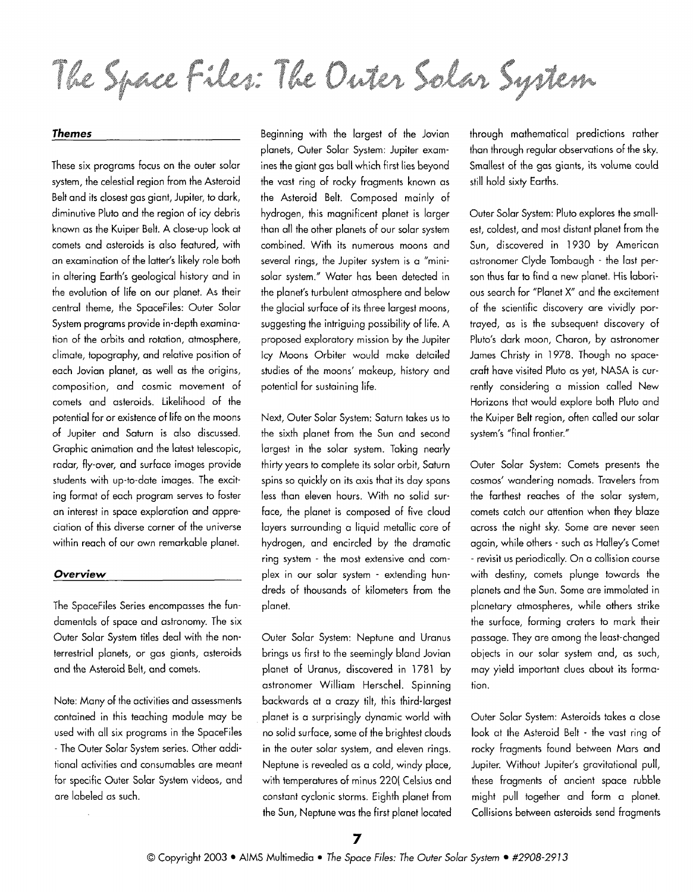# The Space Files: The Outer Solar System

### *Themes*

These six programs focus on the outer solar system, the celestial region from the Asteroid Belt and its closest gas giant, Jupiter, to dark, diminutive Pluto and the region of icy debris known as the Kuiper Belt. A close-up look at comets and asteroids is also featured, with an examination of the latter's likely role both in altering Earth's geological history and in the evolution of life on our planet. As their central theme, the SpaceFiles: Outer Solar System programs provide in-depth examination of the orbits and rotation, atmosphere, climate, topography, and relative position of each Jovian planet, as well as the origins, composition, and cosmic movement of comets and asteroids. Likelihood of the potential for or existence of life on the moons of Jupiter and Saturn is also discussed. Graphic animation and the latest telescopic, radar, fly-over, and surface images provide students with up-to-date images. The exciting format of each program serves to foster an interest in space exploration and appreciation of this diverse corner of the universe within reach of our own remarkable planet.

### *Overview*

The SpaceFiles Series encompasses the fundamentals of space and astronomy. The six Outer Solar System titles deal with the non-terrestrial planets, or gas giants, asteroids and the Asteroid Belt, and comets.

Note: Many of the activities and assessments contained in this teaching module may be used with all six programs in the SpaceFiles - The Outer Solar System series. Other additional activities and consumables are meant for specific Outer Solar System videos, and are labeled as such.

Beginning with the largest of the Jovian planets, Outer Solar System: Jupiter examines the giant gas ball which first lies beyond the vast ring of rocky fragments known as the Asteroid Belt. Composed mainly of hydrogen, this magnificent planet is larger than all the other planets of our solar system combined. With its numerous moons and several rings, the Jupiter system is a "mini-solar system." Water has been detected in the planet's turbulent atmosphere and below the glacial surface of its three largest moons, suggesting the intriguing possibility of life. A proposed exploratory mission by the Jupiter Icy Moons Orbiter would make detailed studies of the moons' makeup, history and potential for sustaining life.

Next, Outer Solar System: Saturn takes us to the sixth planet from the Sun and second largest in the solar system. Taking nearly thirty years to complete its solar orbit, Saturn spins so quickly on its axis that its day spans less than eleven hours. With no solid surface, the planet is composed of five cloud layers surrounding a liquid metallic core of hydrogen, and encircled by the dramatic ring system - the most extensive and complex in our solar system - extending hundreds of thousands of kilometers from the planet.

Outer Solar System: Neptune and Uranus brings us first to the seemingly bland Jovian planet of Uranus, discovered in 1781 by astronomer William Herschel. Spinning backwards at a crazy tilt, this third-largest planet is a surprisingly dynamic world with no solid surface, some of the brightest clouds in the outer solar system, and eleven rings. Neptune is revealed as a cold, windy place, with temperatures of minus 220( Celsius and constant cyclonic storms. Eighth planet from the Sun, Neptune was the first planet located through mathematical predictions rather than through regular observations of the sky. Smallest of the gas giants, its volume could still hold sixty Earths.

Outer Solar System: Pluto explores the smallest, coldest, and most distant planet from the Sun, discovered in 1930 by American astronomer Clyde Tombaugh - the last person thus far to find a new planet. His laborious search for "Planet X" and the excitement of the scientific discovery are vividly portrayed, as is the subsequent discovery of Pluto's dark moon, Charon, by astronomer James Christy in 1978. Though no spacecraft have visited Pluto as yet, NASA is currently considering a mission called New Horizons that would explore both Pluto and the Kuiper Belt region, often called our solar system's "final frontier."

Outer Solar System: Comets presents the cosmos' wandering nomads. Travelers from the farthest reaches of the solar system, comets catch our attention when they blaze across the night sky. Some are never seen again, while others - such as Halley's Comet - revisit us periodically. On a collision course with destiny, comets plunge towards the planets and the Sun. Some are immolated in planetary atmospheres, while others strike the surface, forming craters to mark their passage. They are among the least-changed objects in our solar system and, as such, may yield important clues about its formation.

Outer Solar System: Asteroids takes a close look at the Asteroid Belt - the vast ring of rocky fragments found between Mars and Jupiter. Without Jupiter's gravitational pull, these fragments of ancient space rubble might pull together and form a planet. Collisions between asteroids send fragments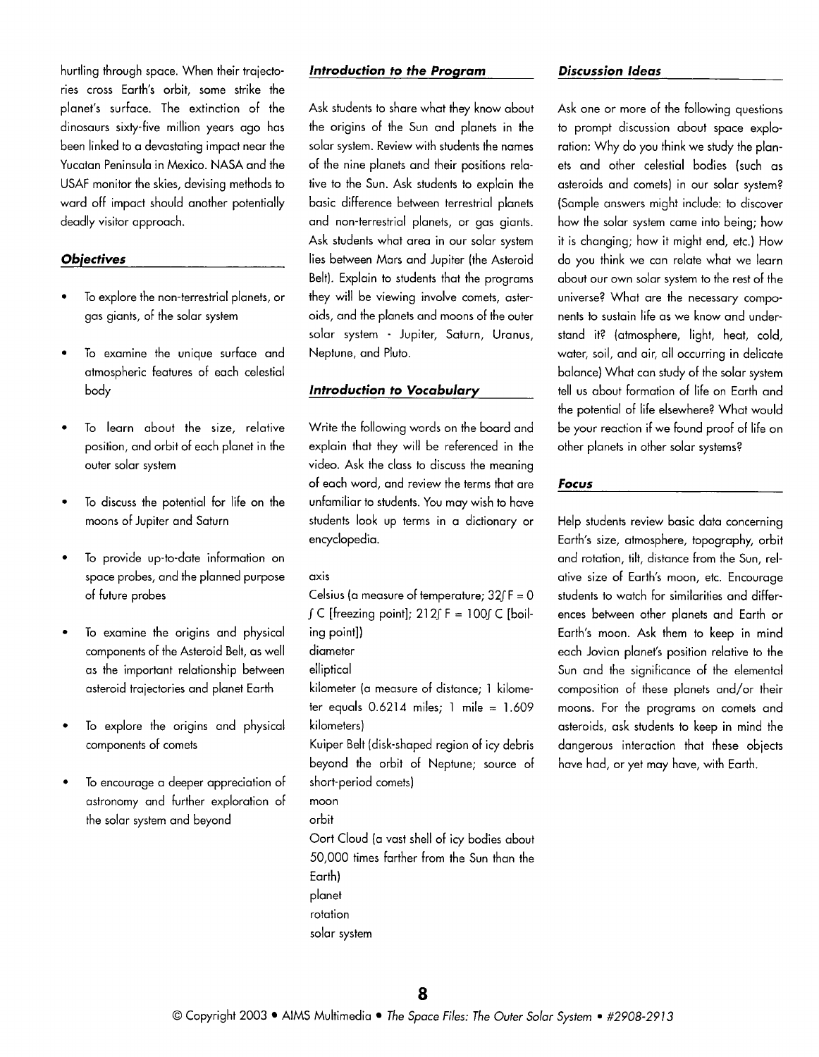hurtling through space. When their trajectories cross Earth's orbit, some strike the planet's surface. The extinction of the dinosaurs sixty-five million years ago has been linked to a devastating impact near the Yucatan Peninsula in Mexico. NASA and the USAF monitor the skies, devising methods to ward off impact should another potentially deadly visitor approach.

## *Objectives*

- To explore the non-terrestrial planets, or gas giants, of the solar system
- To examine the unique surface and atmospheric features of each celestial body
- To learn about the size, relative position, and orbit of each planet in the outer solar system
- To discuss the potential for life on the moons of Jupiter and Saturn
- To provide up-to-date information on space probes, and the planned purpose of future probes
- To examine the origins and physical components of the Asteroid Belt, as well as the important relationship between asteroid trajectories and planet Earth
- To explore the origins and physical components of comets
- To encourage a deeper appreciation of astronomy and further exploration of the solar system and beyond

## *Introduction to the Program*

Ask students to share what they know about the origins of the Sun and planets in the solar system. Review with students the names of the nine planets and their positions relative to the Sun. Ask students to explain the basic difference between terrestrial planets and non-terrestrial planets, or gas giants. Ask students what area in our solar system lies between Mars and Jupiter (the Asteroid Belt). Explain to students that the programs they will be viewing involve comets, asteroids, and the planets and moons of the outer solar system - Jupiter, Saturn, Uranus, Neptune, and Pluto.

## *Introduction to Vocabulary*

Write the following words on the board and explain that they will be referenced in the video. Ask the class to discuss the meaning of each word, and review the terms that are unfamiliar to students. You may wish to have students look up terms in a dictionary or encyclopedia.

axis
Celsius (a measure of temperature; 32ƒ F = 0 ƒ C [freezing point]; 212ƒ F = 100ƒ C [boiling point])
diameter
elliptical
kilometer (a measure of distance; 1 kilometer equals 0.6214 miles; 1 mile = 1.609 kilometers)
Kuiper Belt (disk-shaped region of icy debris beyond the orbit of Neptune; source of short-period comets)
moon
orbit
Oort Cloud (a vast shell of icy bodies about 50,000 times farther from the Sun than the Earth)
planet
rotation
solar system

## *Discussion Ideas*

Ask one or more of the following questions to prompt discussion about space exploration: Why do you think we study the planets and other celestial bodies (such as asteroids and comets) in our solar system? (Sample answers might include: to discover how the solar system came into being; how it is changing; how it might end, etc.) How do you think we can relate what we learn about our own solar system to the rest of the universe? What are the necessary components to sustain life as we know and understand it? (atmosphere, light, heat, cold, water, soil, and air, all occurring in delicate balance) What can study of the solar system tell us about formation of life on Earth and the potential of life elsewhere? What would be your reaction if we found proof of life on other planets in other solar systems?

## *Focus*

Help students review basic data concerning Earth's size, atmosphere, topography, orbit and rotation, tilt, distance from the Sun, relative size of Earth's moon, etc. Encourage students to watch for similarities and differences between other planets and Earth or Earth's moon. Ask them to keep in mind each Jovian planet's position relative to the Sun and the significance of the elemental composition of these planets and/or their moons. For the programs on comets and asteroids, ask students to keep in mind the dangerous interaction that these objects have had, or yet may have, with Earth.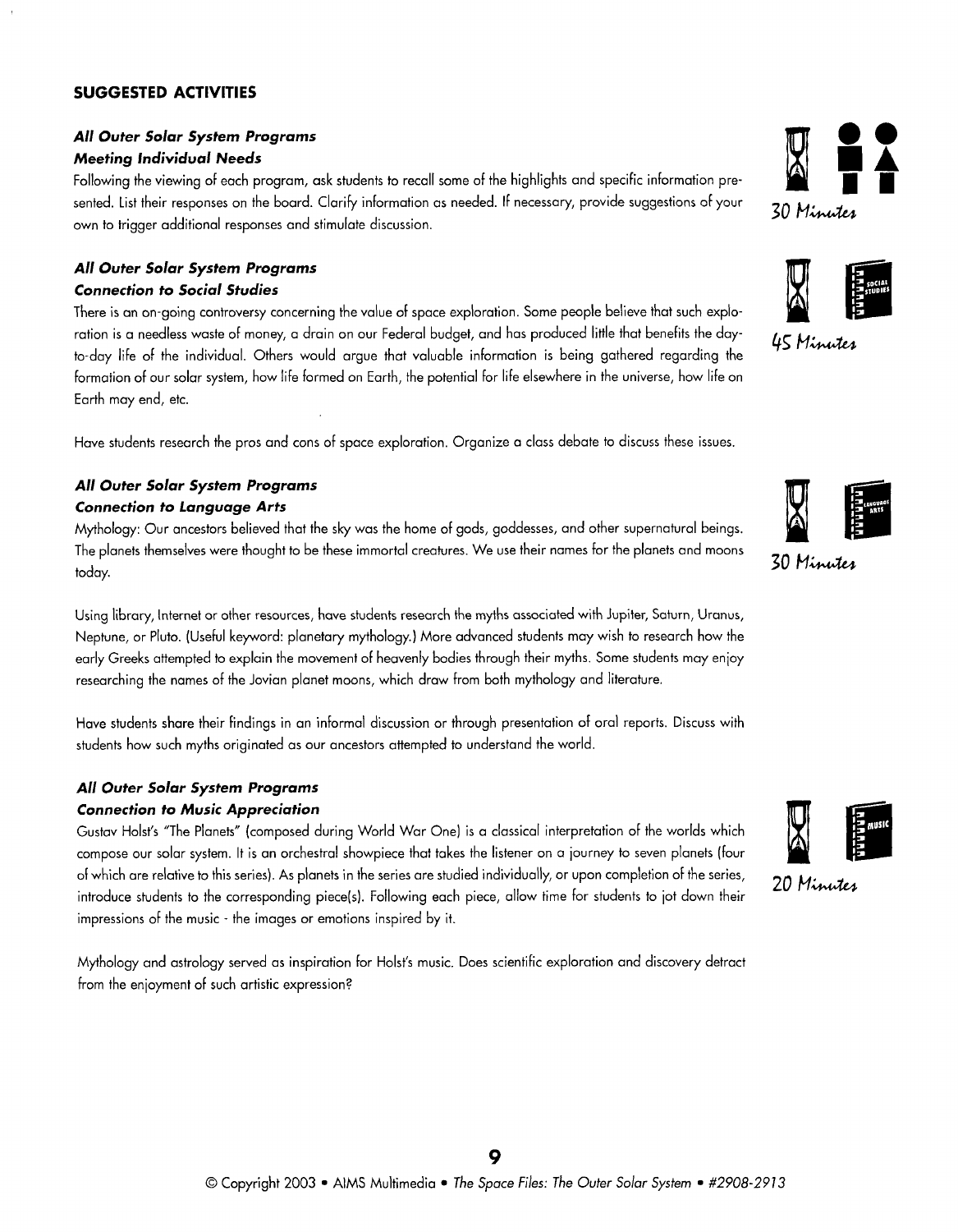## SUGGESTED ACTIVITIES

### *All Outer Solar System Programs*
### *Meeting Individual Needs*

30 Minutes

Following the viewing of each program, ask students to recall some of the highlights and specific information presented. List their responses on the board. Clarify information as needed. If necessary, provide suggestions of your own to trigger additional responses and stimulate discussion.

### *All Outer Solar System Programs*
### *Connection to Social Studies*

45 Minutes

There is an on-going controversy concerning the value of space exploration. Some people believe that such exploration is a needless waste of money, a drain on our Federal budget, and has produced little that benefits the day-to-day life of the individual. Others would argue that valuable information is being gathered regarding the formation of our solar system, how life formed on Earth, the potential for life elsewhere in the universe, how life on Earth may end, etc.

Have students research the pros and cons of space exploration. Organize a class debate to discuss these issues.

### *All Outer Solar System Programs*
### *Connection to Language Arts*

30 Minutes

Mythology: Our ancestors believed that the sky was the home of gods, goddesses, and other supernatural beings. The planets themselves were thought to be these immortal creatures. We use their names for the planets and moons today.

Using library, Internet or other resources, have students research the myths associated with Jupiter, Saturn, Uranus, Neptune, or Pluto. (Useful keyword: planetary mythology.) More advanced students may wish to research how the early Greeks attempted to explain the movement of heavenly bodies through their myths. Some students may enjoy researching the names of the Jovian planet moons, which draw from both mythology and literature.

Have students share their findings in an informal discussion or through presentation of oral reports. Discuss with students how such myths originated as our ancestors attempted to understand the world.

### *All Outer Solar System Programs*
### *Connection to Music Appreciation*

20 Minutes

Gustav Holst's "The Planets" (composed during World War One) is a classical interpretation of the worlds which compose our solar system. It is an orchestral showpiece that takes the listener on a journey to seven planets (four of which are relative to this series). As planets in the series are studied individually, or upon completion of the series, introduce students to the corresponding piece(s). Following each piece, allow time for students to jot down their impressions of the music - the images or emotions inspired by it.

Mythology and astrology served as inspiration for Holst's music. Does scientific exploration and discovery detract from the enjoyment of such artistic expression?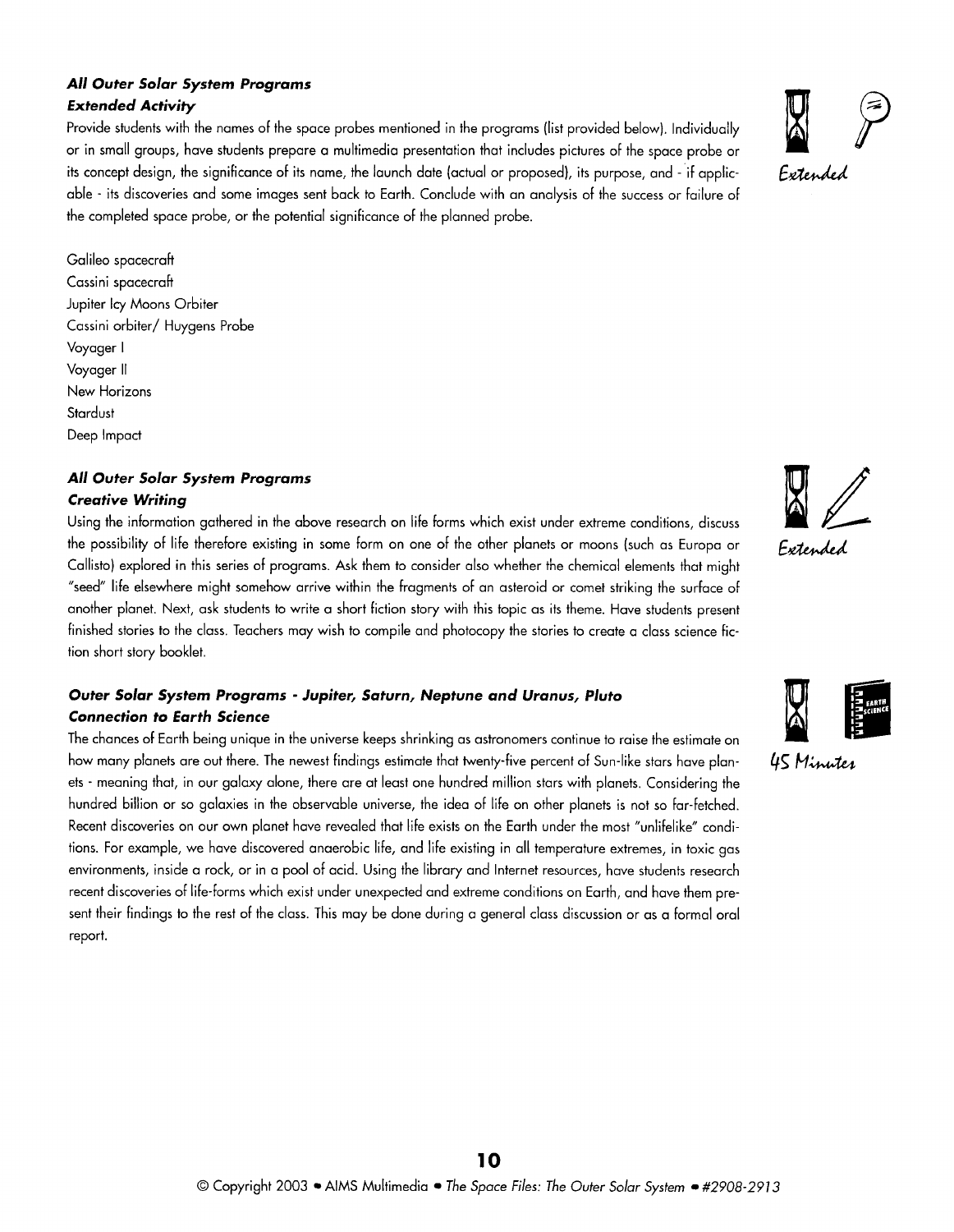***All Outer Solar System Programs***
***Extended Activity***

Provide students with the names of the space probes mentioned in the programs (list provided below). Individually or in small groups, have students prepare a multimedia presentation that includes pictures of the space probe or its concept design, the significance of its name, the launch date (actual or proposed), its purpose, and - if applicable - its discoveries and some images sent back to Earth. Conclude with an analysis of the success or failure of the completed space probe, or the potential significance of the planned probe.

Extended

Galileo spacecraft
Cassini spacecraft
Jupiter Icy Moons Orbiter
Cassini orbiter/ Huygens Probe
Voyager I
Voyager II
New Horizons
Stardust
Deep Impact

***All Outer Solar System Programs***
***Creative Writing***

Using the information gathered in the above research on life forms which exist under extreme conditions, discuss the possibility of life therefore existing in some form on one of the other planets or moons (such as Europa or Callisto) explored in this series of programs. Ask them to consider also whether the chemical elements that might "seed" life elsewhere might somehow arrive within the fragments of an asteroid or comet striking the surface of another planet. Next, ask students to write a short fiction story with this topic as its theme. Have students present finished stories to the class. Teachers may wish to compile and photocopy the stories to create a class science fiction short story booklet.

Extended

***Outer Solar System Programs - Jupiter, Saturn, Neptune and Uranus, Pluto***
***Connection to Earth Science***

The chances of Earth being unique in the universe keeps shrinking as astronomers continue to raise the estimate on how many planets are out there. The newest findings estimate that twenty-five percent of Sun-like stars have planets - meaning that, in our galaxy alone, there are at least one hundred million stars with planets. Considering the hundred billion or so galaxies in the observable universe, the idea of life on other planets is not so far-fetched. Recent discoveries on our own planet have revealed that life exists on the Earth under the most "unlifelike" conditions. For example, we have discovered anaerobic life, and life existing in all temperature extremes, in toxic gas environments, inside a rock, or in a pool of acid. Using the library and Internet resources, have students research recent discoveries of life-forms which exist under unexpected and extreme conditions on Earth, and have them present their findings to the rest of the class. This may be done during a general class discussion or as a formal oral report.

45 Minutes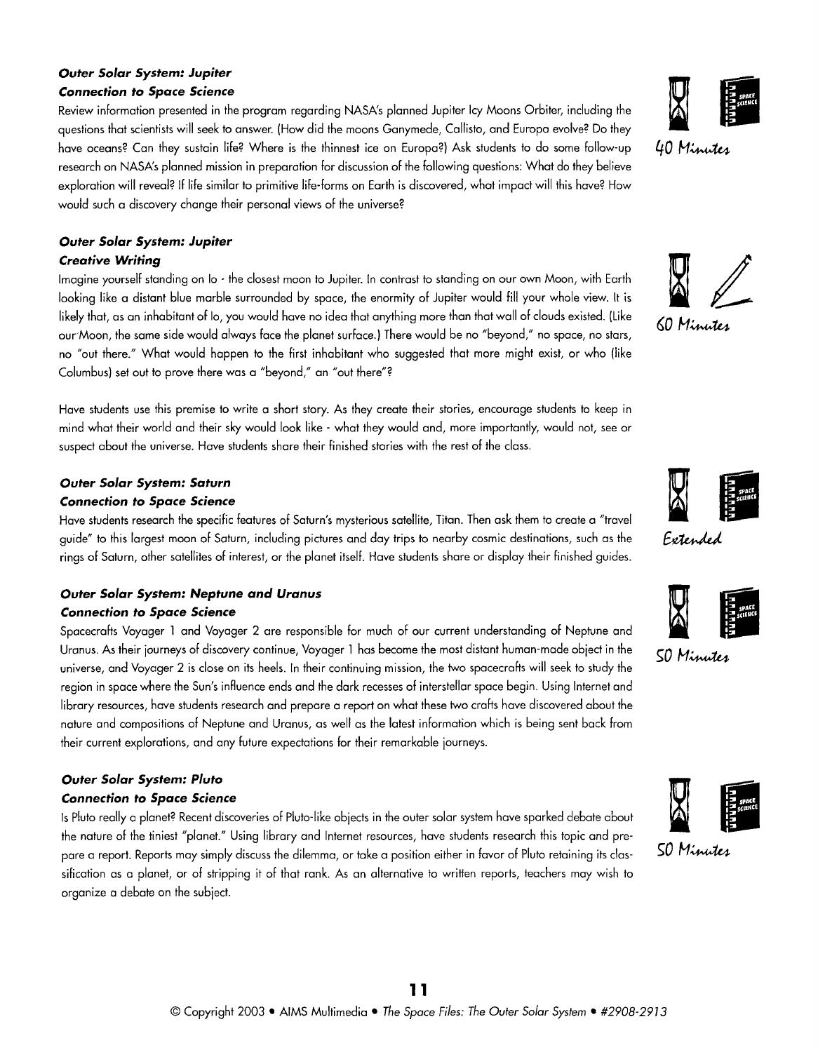***Outer Solar System: Jupiter***
***Connection to Space Science***

Review information presented in the program regarding NASA's planned Jupiter Icy Moons Orbiter, including the questions that scientists will seek to answer. (How did the moons Ganymede, Callisto, and Europa evolve? Do they have oceans? Can they sustain life? Where is the thinnest ice on Europa?) Ask students to do some follow-up research on NASA's planned mission in preparation for discussion of the following questions: What do they believe exploration will reveal? If life similar to primitive life-forms on Earth is discovered, what impact will this have? How would such a discovery change their personal views of the universe?

40 Minutes

***Outer Solar System: Jupiter***
***Creative Writing***

Imagine yourself standing on Io - the closest moon to Jupiter. In contrast to standing on our own Moon, with Earth looking like a distant blue marble surrounded by space, the enormity of Jupiter would fill your whole view. It is likely that, as an inhabitant of Io, you would have no idea that anything more than that wall of clouds existed. (Like our Moon, the same side would always face the planet surface.) There would be no "beyond," no space, no stars, no "out there." What would happen to the first inhabitant who suggested that more might exist, or who (like Columbus) set out to prove there was a "beyond," an "out there"?

60 Minutes

Have students use this premise to write a short story. As they create their stories, encourage students to keep in mind what their world and their sky would look like - what they would and, more importantly, would not, see or suspect about the universe. Have students share their finished stories with the rest of the class.

***Outer Solar System: Saturn***
***Connection to Space Science***

Have students research the specific features of Saturn's mysterious satellite, Titan. Then ask them to create a "travel guide" to this largest moon of Saturn, including pictures and day trips to nearby cosmic destinations, such as the rings of Saturn, other satellites of interest, or the planet itself. Have students share or display their finished guides.

Extended

***Outer Solar System: Neptune and Uranus***
***Connection to Space Science***

Spacecrafts Voyager 1 and Voyager 2 are responsible for much of our current understanding of Neptune and Uranus. As their journeys of discovery continue, Voyager 1 has become the most distant human-made object in the universe, and Voyager 2 is close on its heels. In their continuing mission, the two spacecrafts will seek to study the region in space where the Sun's influence ends and the dark recesses of interstellar space begin. Using Internet and library resources, have students research and prepare a report on what these two crafts have discovered about the nature and compositions of Neptune and Uranus, as well as the latest information which is being sent back from their current explorations, and any future expectations for their remarkable journeys.

50 Minutes

***Outer Solar System: Pluto***
***Connection to Space Science***

Is Pluto really a planet? Recent discoveries of Pluto-like objects in the outer solar system have sparked debate about the nature of the tiniest "planet." Using library and Internet resources, have students research this topic and prepare a report. Reports may simply discuss the dilemma, or take a position either in favor of Pluto retaining its classification as a planet, or of stripping it of that rank. As an alternative to written reports, teachers may wish to organize a debate on the subject.

50 Minutes

© Copyright 2003 • AIMS Multimedia • *The Space Files: The Outer Solar System* • #2908-2913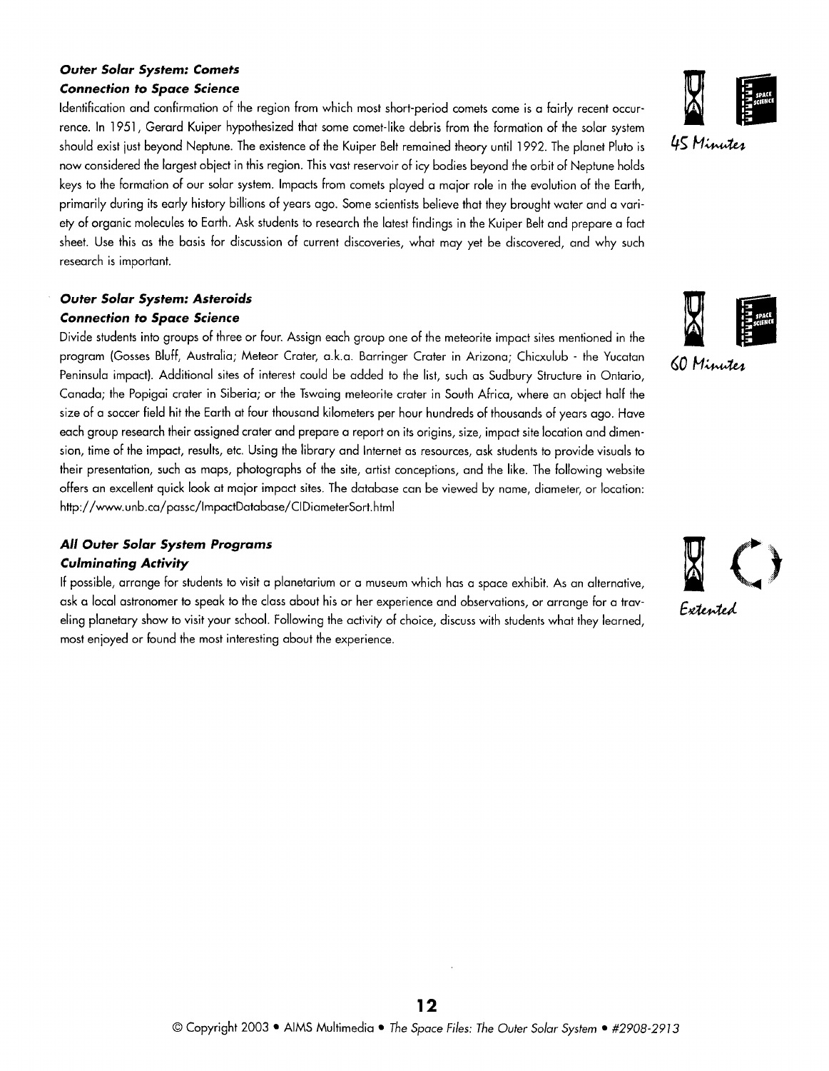***Outer Solar System: Comets***

***Connection to Space Science***

45 Minutes

Identification and confirmation of the region from which most short-period comets come is a fairly recent occurrence. In 1951, Gerard Kuiper hypothesized that some comet-like debris from the formation of the solar system should exist just beyond Neptune. The existence of the Kuiper Belt remained theory until 1992. The planet Pluto is now considered the largest object in this region. This vast reservoir of icy bodies beyond the orbit of Neptune holds keys to the formation of our solar system. Impacts from comets played a major role in the evolution of the Earth, primarily during its early history billions of years ago. Some scientists believe that they brought water and a variety of organic molecules to Earth. Ask students to research the latest findings in the Kuiper Belt and prepare a fact sheet. Use this as the basis for discussion of current discoveries, what may yet be discovered, and why such research is important.

***Outer Solar System: Asteroids***

***Connection to Space Science***

60 Minutes

Divide students into groups of three or four. Assign each group one of the meteorite impact sites mentioned in the program (Gosses Bluff, Australia; Meteor Crater, a.k.a. Barringer Crater in Arizona; Chicxulub - the Yucatan Peninsula impact). Additional sites of interest could be added to the list, such as Sudbury Structure in Ontario, Canada; the Popigai crater in Siberia; or the Tswaing meteorite crater in South Africa, where an object half the size of a soccer field hit the Earth at four thousand kilometers per hour hundreds of thousands of years ago. Have each group research their assigned crater and prepare a report on its origins, size, impact site location and dimension, time of the impact, results, etc. Using the library and Internet as resources, ask students to provide visuals to their presentation, such as maps, photographs of the site, artist conceptions, and the like. The following website offers an excellent quick look at major impact sites. The database can be viewed by name, diameter, or location: http://www.unb.ca/passc/ImpactDatabase/CIDiameterSort.html

***All Outer Solar System Programs***

***Culminating Activity***

Extented

If possible, arrange for students to visit a planetarium or a museum which has a space exhibit. As an alternative, ask a local astronomer to speak to the class about his or her experience and observations, or arrange for a traveling planetary show to visit your school. Following the activity of choice, discuss with students what they learned, most enjoyed or found the most interesting about the experience.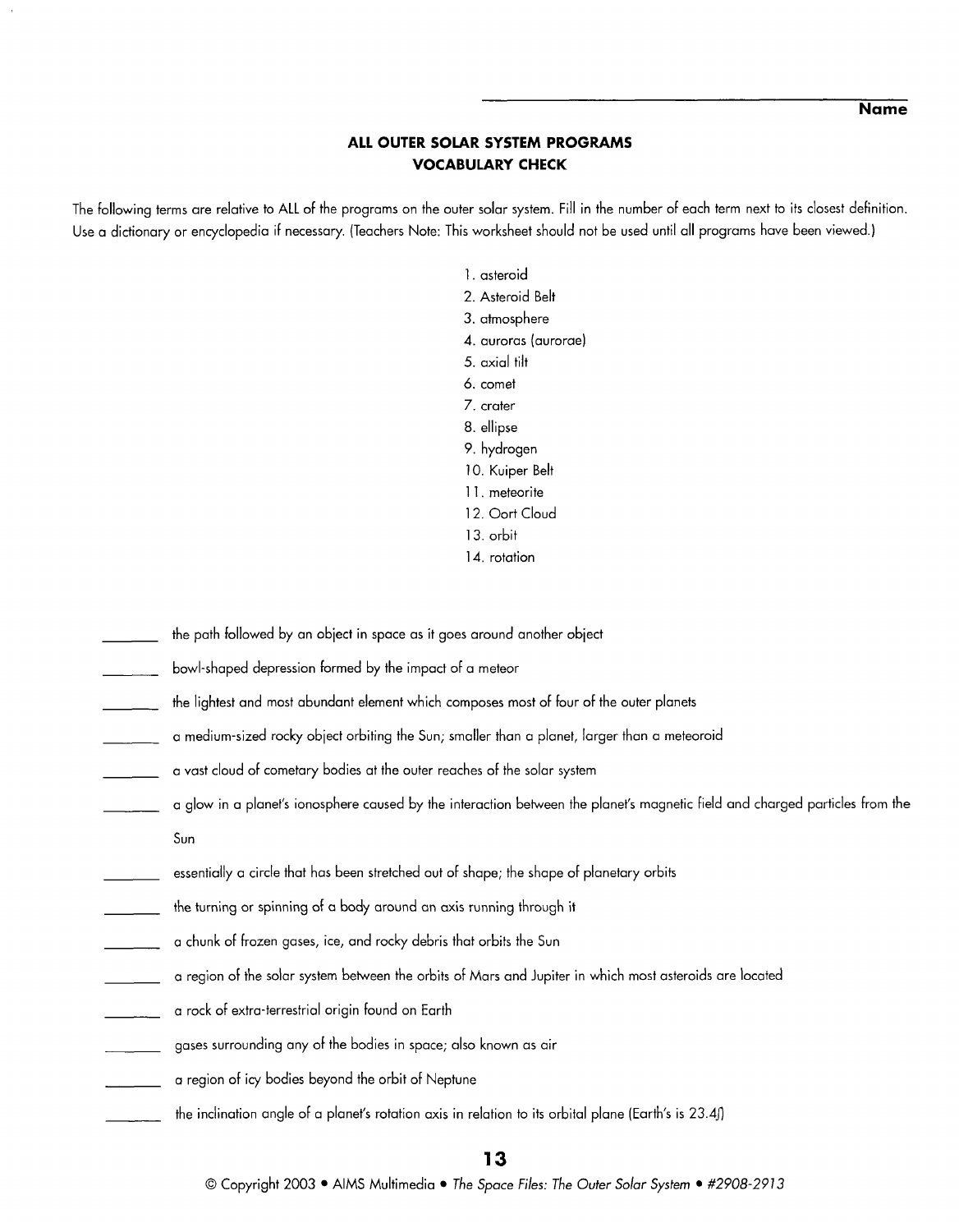**Name**

## ALL OUTER SOLAR SYSTEM PROGRAMS
## VOCABULARY CHECK

The following terms are relative to ALL of the programs on the outer solar system. Fill in the number of each term next to its closest definition. Use a dictionary or encyclopedia if necessary. (Teachers Note: This worksheet should not be used until all programs have been viewed.)

1. asteroid
2. Asteroid Belt
3. atmosphere
4. auroras (aurorae)
5. axial tilt
6. comet
7. crater
8. ellipse
9. hydrogen
10. Kuiper Belt
11. meteorite
12. Oort Cloud
13. orbit
14. rotation

_______ the path followed by an object in space as it goes around another object

_______ bowl-shaped depression formed by the impact of a meteor

_______ the lightest and most abundant element which composes most of four of the outer planets

_______ a medium-sized rocky object orbiting the Sun; smaller than a planet, larger than a meteoroid

_______ a vast cloud of cometary bodies at the outer reaches of the solar system

_______ a glow in a planet's ionosphere caused by the interaction between the planet's magnetic field and charged particles from the Sun

_______ essentially a circle that has been stretched out of shape; the shape of planetary orbits

_______ the turning or spinning of a body around an axis running through it

_______ a chunk of frozen gases, ice, and rocky debris that orbits the Sun

_______ a region of the solar system between the orbits of Mars and Jupiter in which most asteroids are located

_______ a rock of extra-terrestrial origin found on Earth

_______ gases surrounding any of the bodies in space; also known as air

_______ a region of icy bodies beyond the orbit of Neptune

_______ the inclination angle of a planet's rotation axis in relation to its orbital plane (Earth's is 23.4∫)

© Copyright 2003 • AIMS Multimedia • *The Space Files: The Outer Solar System* • #2908-2913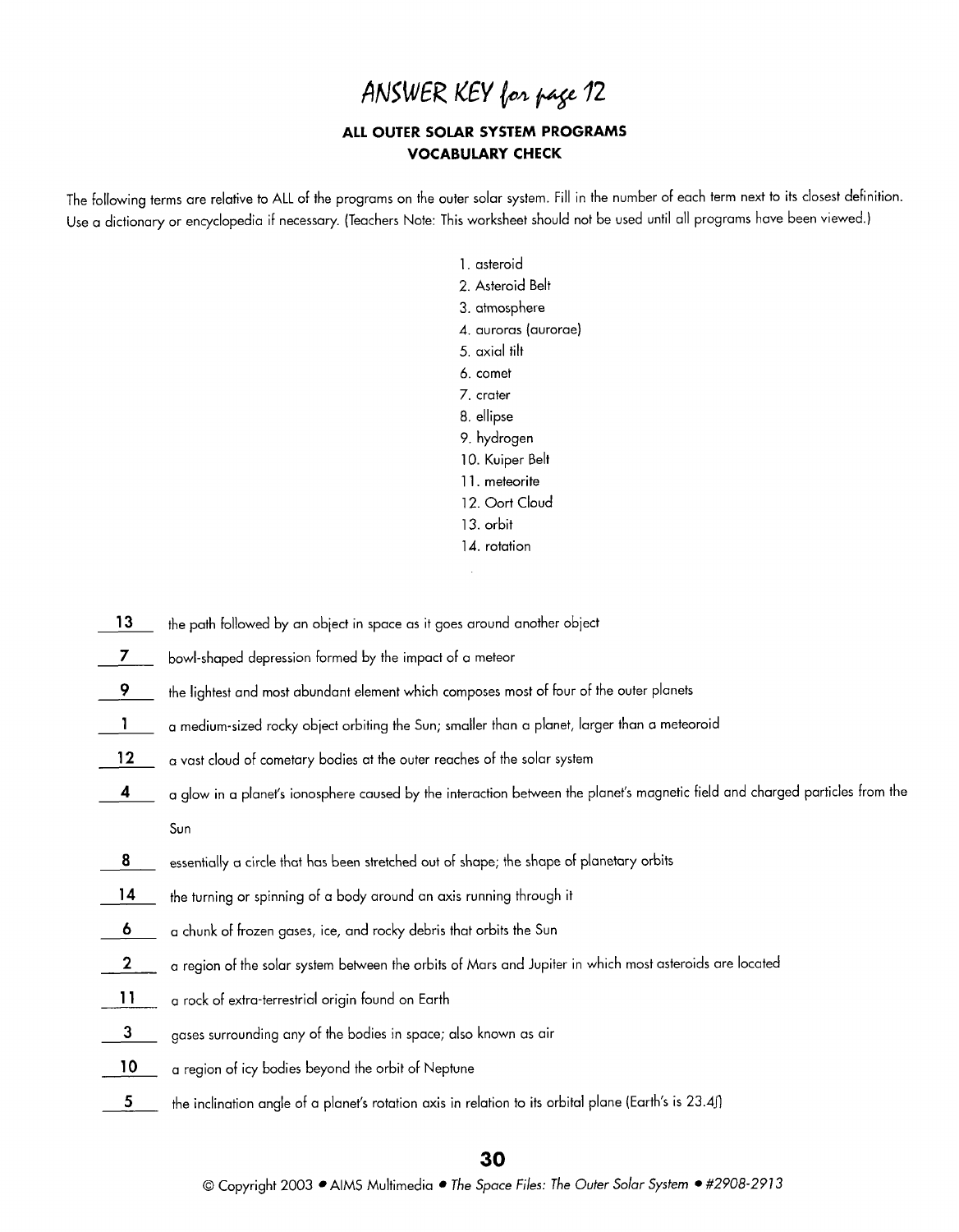# ANSWER KEY for page 12

## ALL OUTER SOLAR SYSTEM PROGRAMS VOCABULARY CHECK

The following terms are relative to ALL of the programs on the outer solar system. Fill in the number of each term next to its closest definition. Use a dictionary or encyclopedia if necessary. (Teachers Note: This worksheet should not be used until all programs have been viewed.)

1. asteroid
2. Asteroid Belt
3. atmosphere
4. auroras (aurorae)
5. axial tilt
6. comet
7. crater
8. ellipse
9. hydrogen
10. Kuiper Belt
11. meteorite
12. Oort Cloud
13. orbit
14. rotation

**13** the path followed by an object in space as it goes around another object

**7** bowl-shaped depression formed by the impact of a meteor

**9** the lightest and most abundant element which composes most of four of the outer planets

**1** a medium-sized rocky object orbiting the Sun; smaller than a planet, larger than a meteoroid

**12** a vast cloud of cometary bodies at the outer reaches of the solar system

**4** a glow in a planet's ionosphere caused by the interaction between the planet's magnetic field and charged particles from the Sun

**8** essentially a circle that has been stretched out of shape; the shape of planetary orbits

**14** the turning or spinning of a body around an axis running through it

**6** a chunk of frozen gases, ice, and rocky debris that orbits the Sun

**2** a region of the solar system between the orbits of Mars and Jupiter in which most asteroids are located

**11** a rock of extra-terrestrial origin found on Earth

**3** gases surrounding any of the bodies in space; also known as air

**10** a region of icy bodies beyond the orbit of Neptune

**5** the inclination angle of a planet's rotation axis in relation to its orbital plane (Earth's is 23.4ʃ)

© Copyright 2003 • AIMS Multimedia • *The Space Files: The Outer Solar System* • #2908-2913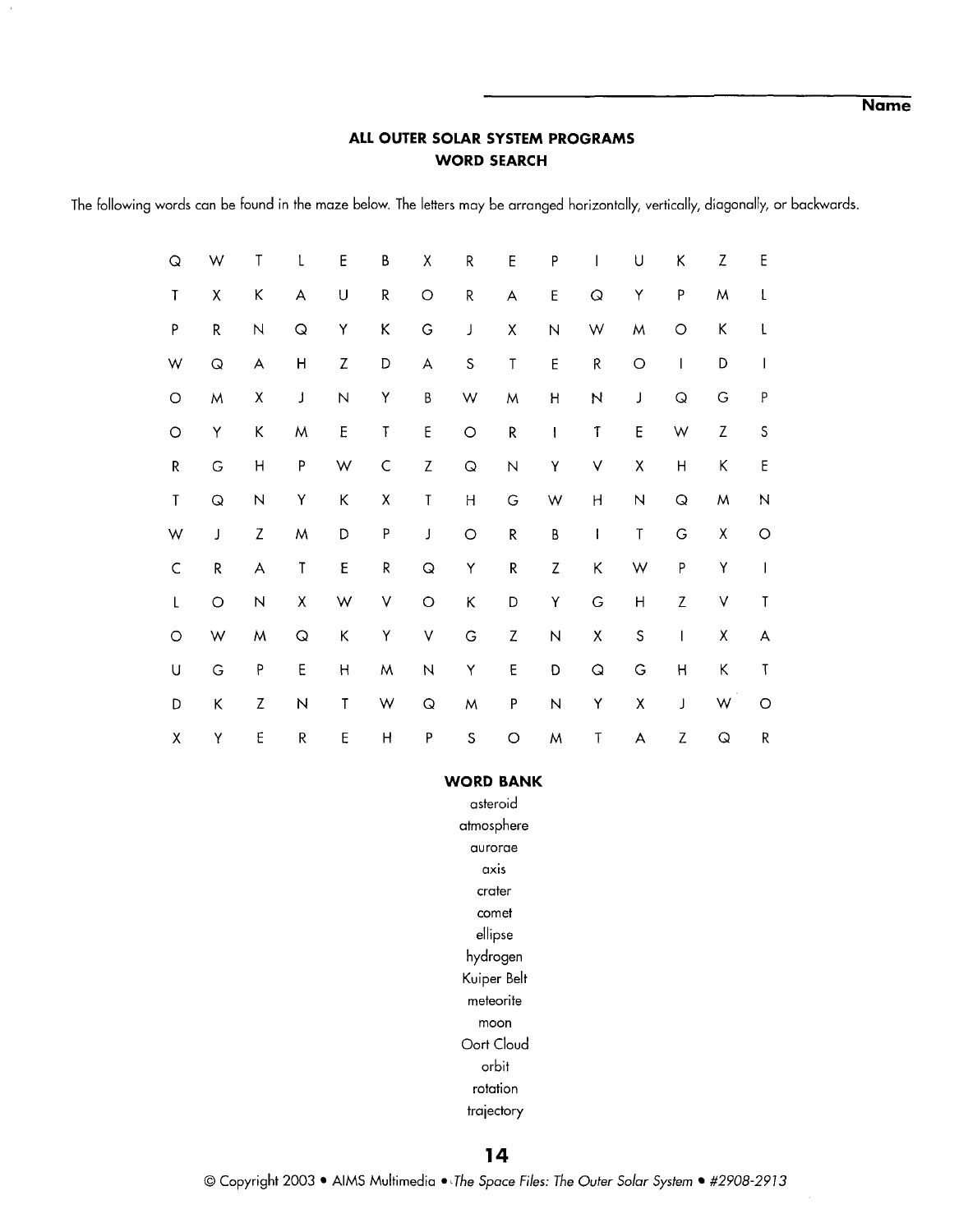Name

## ALL OUTER SOLAR SYSTEM PROGRAMS
## WORD SEARCH

The following words can be found in the maze below. The letters may be arranged horizontally, vertically, diagonally, or backwards.

```
Q W T L E B X R E P I U K Z E
T X K A U R O R A E Q Y P M L
P R N Q Y K G J X N W M O K L
W Q A H Z D A S T E R O I D I
O M X J N Y B W M H N J Q G P
O Y K M E T E O R I T E W Z S
R G H P W C Z Q N Y V X H K E
T Q N Y K X T H G W H N Q M N
W J Z M D P J O R B I T G X O
C R A T E R Q Y R Z K W P Y I
L O N X W V O K D Y G H Z V T
O W M Q K Y V G Z N X S I X A
U G P E H M N Y E D Q G H K T
D K Z N T W Q M P N Y X J W O
X Y E R E H P S O M T A Z Q R
```

**WORD BANK**

asteroid
atmosphere
aurorae
axis
crater
comet
ellipse
hydrogen
Kuiper Belt
meteorite
moon
Oort Cloud
orbit
rotation
trajectory

© Copyright 2003 • AIMS Multimedia • *The Space Files: The Outer Solar System* • #2908-2913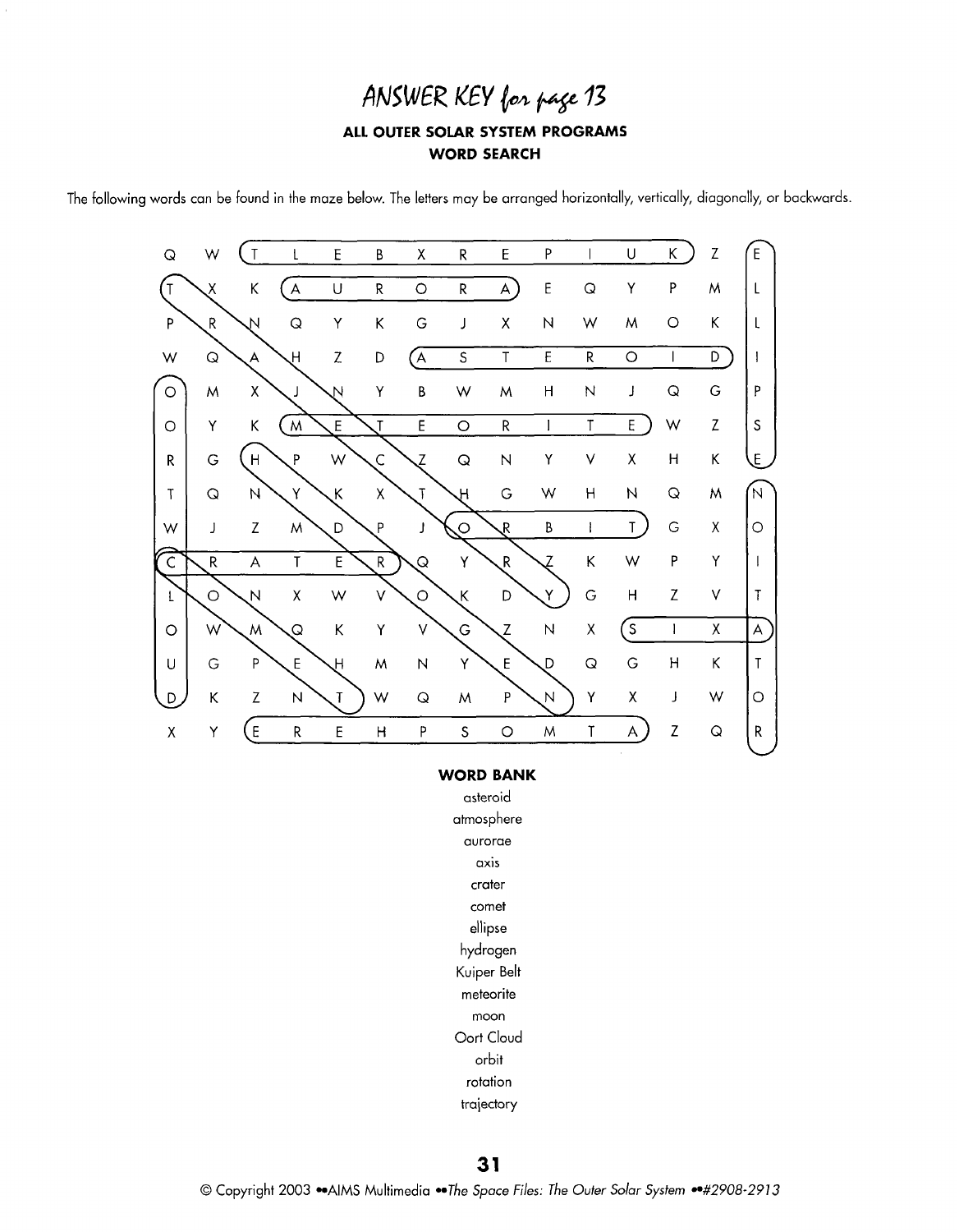# ANSWER KEY for page 13

### ALL OUTER SOLAR SYSTEM PROGRAMS
### WORD SEARCH

The following words can be found in the maze below. The letters may be arranged horizontally, vertically, diagonally, or backwards.

```
Q W T L E B X R E P I U K Z E
T X K A U R O R A E Q Y P M L
P R N Q Y K G J X N W M O K L
W Q A H Z D A S T E R O I D I
O M X J N Y B W M H N J Q G P
O Y K M E T E O R I T E W Z S
R G H P W C Z Q N Y V X H K E
T Q N Y K X T H G W H N Q M N
W J Z M D P J O R B I T G X O
C R A T E R Q Y R Z K W P Y I
L O N X W V O K D Y G H Z V T
O W M Q K Y V G Z N X S I X A
U G P E H M N Y E D Q G H K T
D K Z N T W Q M P N Y X J W O
X Y E R E H P S O M T A Z Q R
```

**WORD BANK**

asteroid
atmosphere
aurorae
axis
crater
comet
ellipse
hydrogen
Kuiper Belt
meteorite
moon
Oort Cloud
orbit
rotation
trajectory

© Copyright 2003 ••AIMS Multimedia ••*The Space Files: The Outer Solar System* ••#2908-2913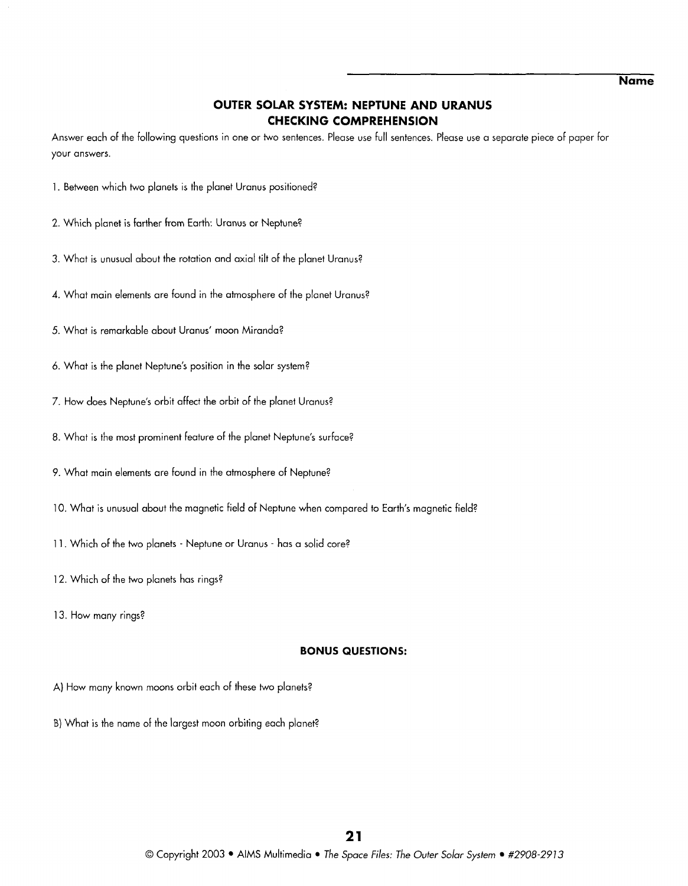Name

## OUTER SOLAR SYSTEM: NEPTUNE AND URANUS
## CHECKING COMPREHENSION

Answer each of the following questions in one or two sentences. Please use full sentences. Please use a separate piece of paper for your answers.

1. Between which two planets is the planet Uranus positioned?

2. Which planet is farther from Earth: Uranus or Neptune?

3. What is unusual about the rotation and axial tilt of the planet Uranus?

4. What main elements are found in the atmosphere of the planet Uranus?

5. What is remarkable about Uranus' moon Miranda?

6. What is the planet Neptune's position in the solar system?

7. How does Neptune's orbit affect the orbit of the planet Uranus?

8. What is the most prominent feature of the planet Neptune's surface?

9. What main elements are found in the atmosphere of Neptune?

10. What is unusual about the magnetic field of Neptune when compared to Earth's magnetic field?

11. Which of the two planets - Neptune or Uranus - has a solid core?

12. Which of the two planets has rings?

13. How many rings?

**BONUS QUESTIONS:**

A) How many known moons orbit each of these two planets?

B) What is the name of the largest moon orbiting each planet?

© Copyright 2003 • AIMS Multimedia • *The Space Files: The Outer Solar System* • #2908-2913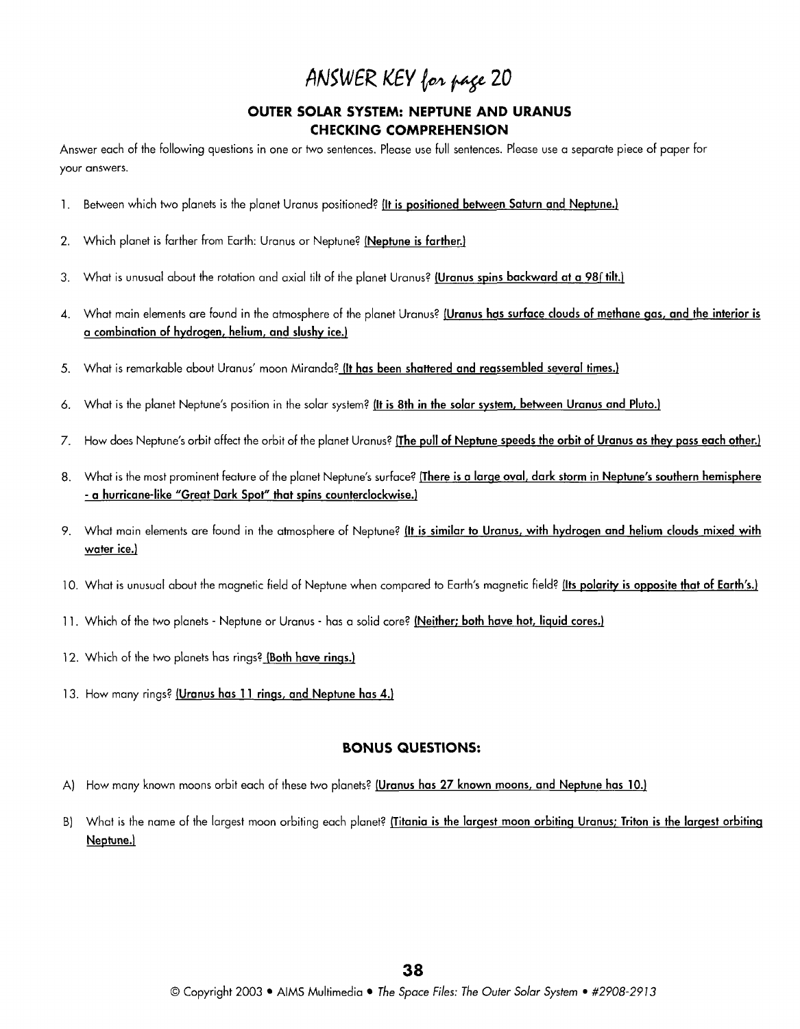# ANSWER KEY for page 20

## OUTER SOLAR SYSTEM: NEPTUNE AND URANUS
## CHECKING COMPREHENSION

Answer each of the following questions in one or two sentences. Please use full sentences. Please use a separate piece of paper for your answers.

1. Between which two planets is the planet Uranus positioned? **(It is positioned between Saturn and Neptune.)**

2. Which planet is farther from Earth: Uranus or Neptune? **(Neptune is farther.)**

3. What is unusual about the rotation and axial tilt of the planet Uranus? **(Uranus spins backward at a 98ƒ tilt.)**

4. What main elements are found in the atmosphere of the planet Uranus? **(Uranus has surface clouds of methane gas, and the interior is a combination of hydrogen, helium, and slushy ice.)**

5. What is remarkable about Uranus' moon Miranda? **(It has been shattered and reassembled several times.)**

6. What is the planet Neptune's position in the solar system? **(It is 8th in the solar system, between Uranus and Pluto.)**

7. How does Neptune's orbit affect the orbit of the planet Uranus? **(The pull of Neptune speeds the orbit of Uranus as they pass each other.)**

8. What is the most prominent feature of the planet Neptune's surface? **(There is a large oval, dark storm in Neptune's southern hemisphere - a hurricane-like "Great Dark Spot" that spins counterclockwise.)**

9. What main elements are found in the atmosphere of Neptune? **(It is similar to Uranus, with hydrogen and helium clouds mixed with water ice.)**

10. What is unusual about the magnetic field of Neptune when compared to Earth's magnetic field? **(Its polarity is opposite that of Earth's.)**

11. Which of the two planets - Neptune or Uranus - has a solid core? **(Neither; both have hot, liquid cores.)**

12. Which of the two planets has rings? **(Both have rings.)**

13. How many rings? **(Uranus has 11 rings, and Neptune has 4.)**

## BONUS QUESTIONS:

A) How many known moons orbit each of these two planets? **(Uranus has 27 known moons, and Neptune has 10.)**

B) What is the name of the largest moon orbiting each planet? **(Titania is the largest moon orbiting Uranus; Triton is the largest orbiting Neptune.)**

© Copyright 2003 • AIMS Multimedia • *The Space Files: The Outer Solar System* • #2908-2913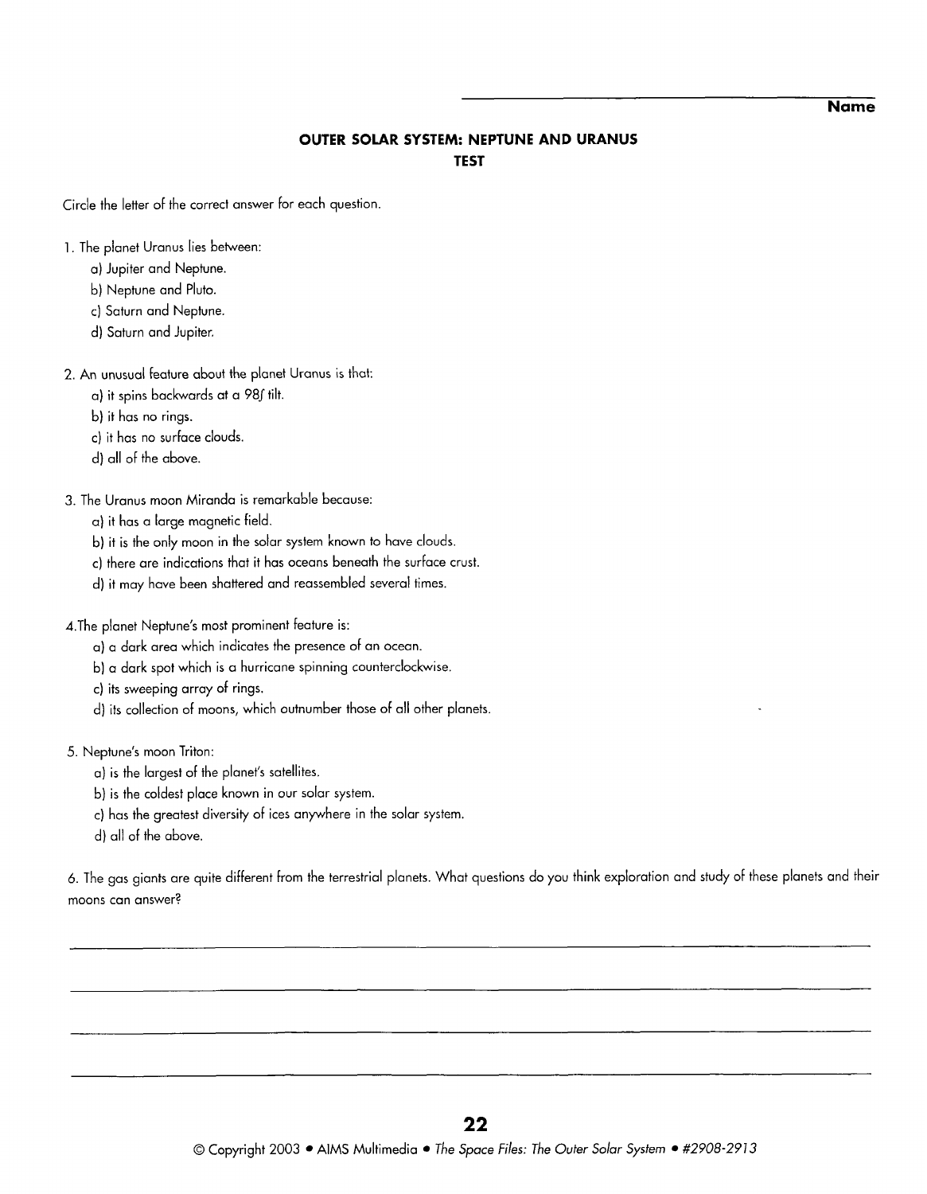Name ______________________

## OUTER SOLAR SYSTEM: NEPTUNE AND URANUS
## TEST

Circle the letter of the correct answer for each question.

1. The planet Uranus lies between:
   a) Jupiter and Neptune.
   b) Neptune and Pluto.
   c) Saturn and Neptune.
   d) Saturn and Jupiter.

2. An unusual feature about the planet Uranus is that:
   a) it spins backwards at a 98ƒ tilt.
   b) it has no rings.
   c) it has no surface clouds.
   d) all of the above.

3. The Uranus moon Miranda is remarkable because:
   a) it has a large magnetic field.
   b) it is the only moon in the solar system known to have clouds.
   c) there are indications that it has oceans beneath the surface crust.
   d) it may have been shattered and reassembled several times.

4. The planet Neptune's most prominent feature is:
   a) a dark area which indicates the presence of an ocean.
   b) a dark spot which is a hurricane spinning counterclockwise.
   c) its sweeping array of rings.
   d) its collection of moons, which outnumber those of all other planets.

5. Neptune's moon Triton:
   a) is the largest of the planet's satellites.
   b) is the coldest place known in our solar system.
   c) has the greatest diversity of ices anywhere in the solar system.
   d) all of the above.

6. The gas giants are quite different from the terrestrial planets. What questions do you think exploration and study of these planets and their moons can answer?

______________________________________________________________________

______________________________________________________________________

______________________________________________________________________

______________________________________________________________________

© Copyright 2003 • AIMS Multimedia • *The Space Files: The Outer Solar System* • #2908-2913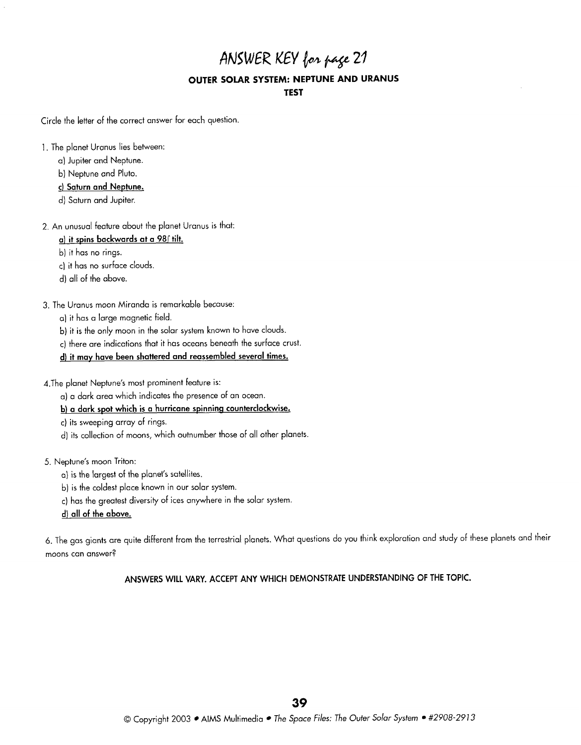# ANSWER KEY for page 21

## OUTER SOLAR SYSTEM: NEPTUNE AND URANUS

### TEST

Circle the letter of the correct answer for each question.

1. The planet Uranus lies between:
   a) Jupiter and Neptune.
   b) Neptune and Pluto.
   **c) Saturn and Neptune.**
   d) Saturn and Jupiter.

2. An unusual feature about the planet Uranus is that:
   **a) it spins backwards at a 98ƒ tilt.**
   b) it has no rings.
   c) it has no surface clouds.
   d) all of the above.

3. The Uranus moon Miranda is remarkable because:
   a) it has a large magnetic field.
   b) it is the only moon in the solar system known to have clouds.
   c) there are indications that it has oceans beneath the surface crust.
   **d) it may have been shattered and reassembled several times.**

4. The planet Neptune's most prominent feature is:
   a) a dark area which indicates the presence of an ocean.
   **b) a dark spot which is a hurricane spinning counterclockwise.**
   c) its sweeping array of rings.
   d) its collection of moons, which outnumber those of all other planets.

5. Neptune's moon Triton:
   a) is the largest of the planet's satellites.
   b) is the coldest place known in our solar system.
   c) has the greatest diversity of ices anywhere in the solar system.
   **d) all of the above.**

6. The gas giants are quite different from the terrestrial planets. What questions do you think exploration and study of these planets and their moons can answer?

**ANSWERS WILL VARY. ACCEPT ANY WHICH DEMONSTRATE UNDERSTANDING OF THE TOPIC.**

© Copyright 2003 • AIMS Multimedia • *The Space Files: The Outer Solar System* • #2908-2913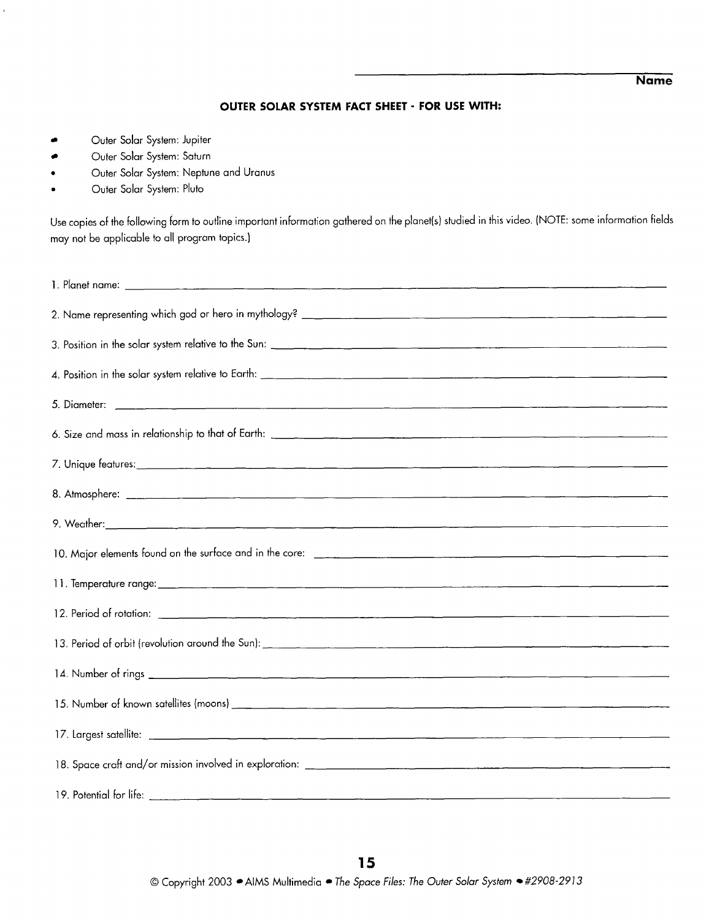Name

### OUTER SOLAR SYSTEM FACT SHEET - FOR USE WITH:

- Outer Solar System: Jupiter
- Outer Solar System: Saturn
- Outer Solar System: Neptune and Uranus
- Outer Solar System: Pluto

Use copies of the following form to outline important information gathered on the planet(s) studied in this video. (NOTE: some information fields may not be applicable to all program topics.)

1. Planet name: ______________________________

2. Name representing which god or hero in mythology? ______________________________

3. Position in the solar system relative to the Sun: ______________________________

4. Position in the solar system relative to Earth: ______________________________

5. Diameter: ______________________________

6. Size and mass in relationship to that of Earth: ______________________________

7. Unique features: ______________________________

8. Atmosphere: ______________________________

9. Weather: ______________________________

10. Major elements found on the surface and in the core: ______________________________

11. Temperature range: ______________________________

12. Period of rotation: ______________________________

13. Period of orbit (revolution around the Sun): ______________________________

14. Number of rings ______________________________

15. Number of known satellites (moons) ______________________________

17. Largest satellite: ______________________________

18. Space craft and/or mission involved in exploration: ______________________________

19. Potential for life: ______________________________

© Copyright 2003 • AIMS Multimedia • *The Space Files: The Outer Solar System* • #2908-2913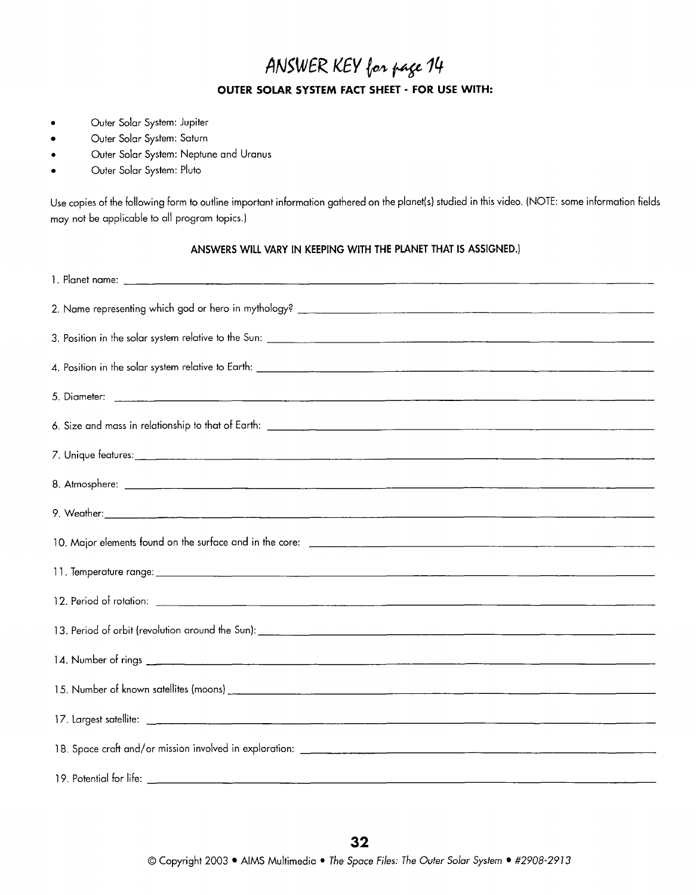# ANSWER KEY for page 14

### OUTER SOLAR SYSTEM FACT SHEET - FOR USE WITH:

- Outer Solar System: Jupiter
- Outer Solar System: Saturn
- Outer Solar System: Neptune and Uranus
- Outer Solar System: Pluto

Use copies of the following form to outline important information gathered on the planet(s) studied in this video. (NOTE: some information fields may not be applicable to all program topics.)

**ANSWERS WILL VARY IN KEEPING WITH THE PLANET THAT IS ASSIGNED.)**

1. Planet name: ______________________________

2. Name representing which god or hero in mythology? ______________________________

3. Position in the solar system relative to the Sun: ______________________________

4. Position in the solar system relative to Earth: ______________________________

5. Diameter: ______________________________

6. Size and mass in relationship to that of Earth: ______________________________

7. Unique features: ______________________________

8. Atmosphere: ______________________________

9. Weather: ______________________________

10. Major elements found on the surface and in the core: ______________________________

11. Temperature range: ______________________________

12. Period of rotation: ______________________________

13. Period of orbit (revolution around the Sun): ______________________________

14. Number of rings ______________________________

15. Number of known satellites (moons) ______________________________

17. Largest satellite: ______________________________

18. Space craft and/or mission involved in exploration: ______________________________

19. Potential for life: ______________________________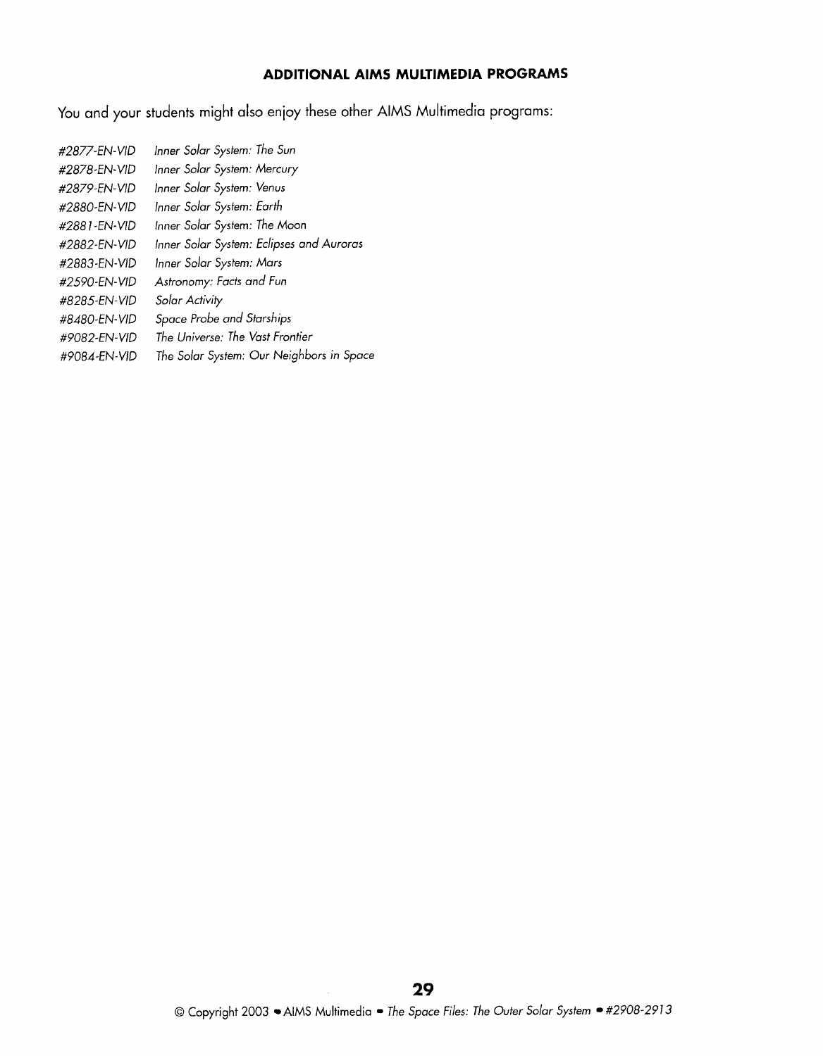## ADDITIONAL AIMS MULTIMEDIA PROGRAMS

You and your students might also enjoy these other AIMS Multimedia programs:

| | |
|---|---|
| *#2877-EN-VID* | *Inner Solar System: The Sun* |
| *#2878-EN-VID* | *Inner Solar System: Mercury* |
| *#2879-EN-VID* | *Inner Solar System: Venus* |
| *#2880-EN-VID* | *Inner Solar System: Earth* |
| *#2881-EN-VID* | *Inner Solar System: The Moon* |
| *#2882-EN-VID* | *Inner Solar System: Eclipses and Auroras* |
| *#2883-EN-VID* | *Inner Solar System: Mars* |
| *#2590-EN-VID* | *Astronomy: Facts and Fun* |
| *#8285-EN-VID* | *Solar Activity* |
| *#8480-EN-VID* | *Space Probe and Starships* |
| *#9082-EN-VID* | *The Universe: The Vast Frontier* |
| *#9084-EN-VID* | *The Solar System: Our Neighbors in Space* |